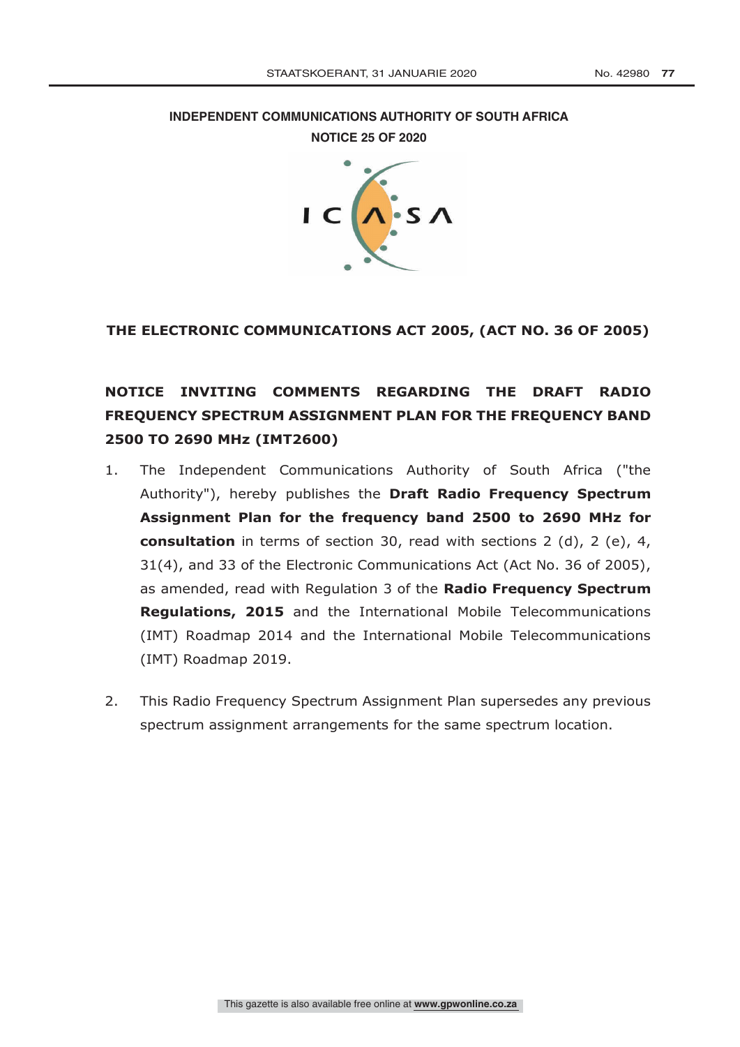**INDEPENDENT COMMUNICATIONS AUTHORITY OF SOUTH AFRICA**

**NOTICE 25 OF 2020**

**THE ELECTRONIC COMMUNICATIONS ACT 2005, (ACT NO. 36 OF 2005)**

## NOTICE INVITING COMMENTS REGARDING THE DRAFT RADIO FREQUENCY SPECTRUM ASSIGNMENT PLAN FOR THE FREQUENCY BAND 2500 TO 2690 MHz (IMT2600)

1. The Independent Communications Authority of South Africa ("the Authority"), hereby publishes the **Draft Radio Frequency Spectrum Assignment Plan for the frequency band 2500 to 2690 MHz for consultation** in terms of section 30, read with sections 2 (d), 2 (e), 4, 31(4), and 33 of the Electronic Communications Act (Act No. 36 of 2005), as amended, read with Regulation 3 of the **Radio Frequency Spectrum Regulations, 2015** and the International Mobile Telecommunications (IMT) Roadmap 2014 and the International Mobile Telecommunications (IMT) Roadmap 2019.

2. This Radio Frequency Spectrum Assignment Plan supersedes any previous spectrum assignment arrangements for the same spectrum location.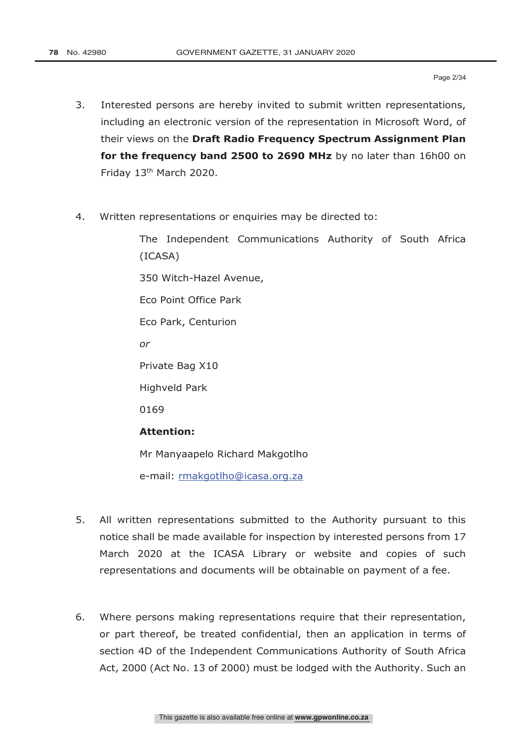3. Interested persons are hereby invited to submit written representations, including an electronic version of the representation in Microsoft Word, of their views on the **Draft Radio Frequency Spectrum Assignment Plan for the frequency band 2500 to 2690 MHz** by no later than 16h00 on Friday 13th March 2020.

4. Written representations or enquiries may be directed to:

   The Independent Communications Authority of South Africa (ICASA)

   350 Witch-Hazel Avenue,

   Eco Point Office Park

   Eco Park, Centurion

   *or*

   Private Bag X10

   Highveld Park

   0169

   **Attention:**

   Mr Manyaapelo Richard Makgotlho

   e-mail: rmakgotlho@icasa.org.za

5. All written representations submitted to the Authority pursuant to this notice shall be made available for inspection by interested persons from 17 March 2020 at the ICASA Library or website and copies of such representations and documents will be obtainable on payment of a fee.

6. Where persons making representations require that their representation, or part thereof, be treated confidential, then an application in terms of section 4D of the Independent Communications Authority of South Africa Act, 2000 (Act No. 13 of 2000) must be lodged with the Authority. Such an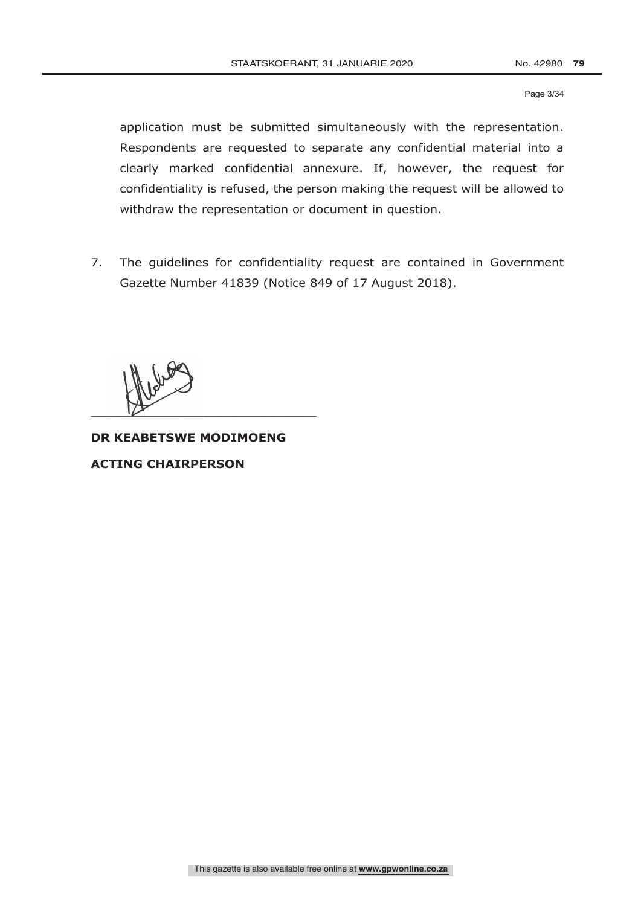application must be submitted simultaneously with the representation. Respondents are requested to separate any confidential material into a clearly marked confidential annexure. If, however, the request for confidentiality is refused, the person making the request will be allowed to withdraw the representation or document in question.

7. The guidelines for confidentiality request are contained in Government Gazette Number 41839 (Notice 849 of 17 August 2018).

\_\_\_\_\_\_\_\_\_\_\_\_\_\_\_\_\_\_\_\_\_\_\_\_\_\_\_\_\_\_\_\_

**DR KEABETSWE MODIMOENG**

**ACTING CHAIRPERSON**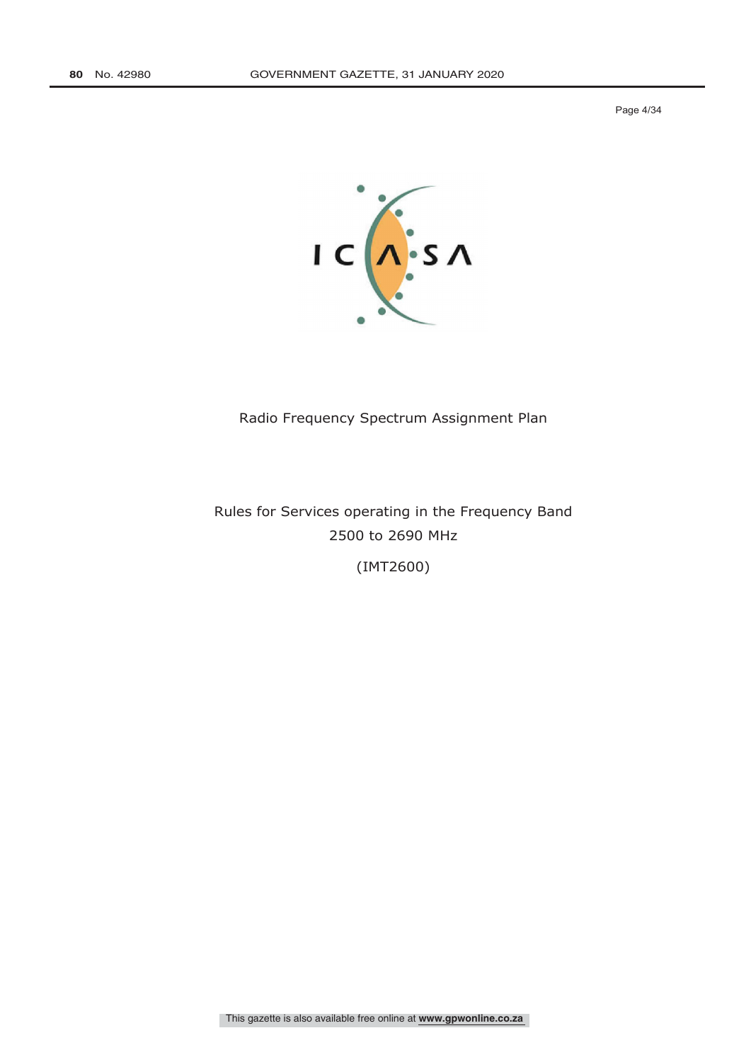Radio Frequency Spectrum Assignment Plan

Rules for Services operating in the Frequency Band
2500 to 2690 MHz

(IMT2600)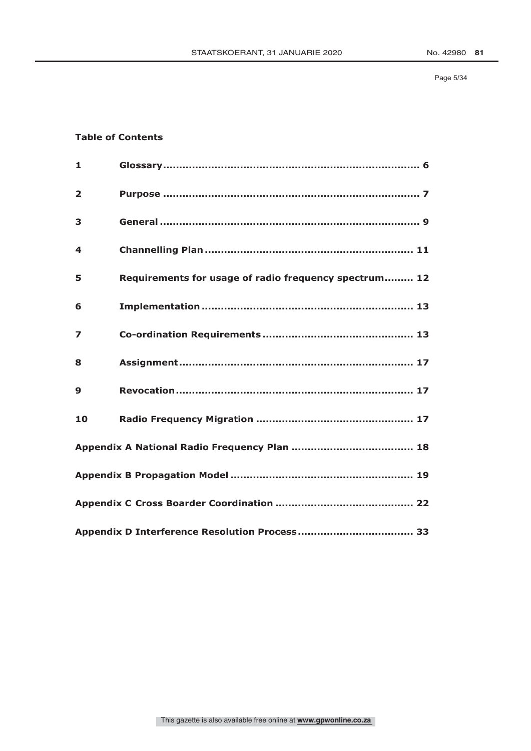**Table of Contents**

| | | |
|---|---|---|
| **1** | **Glossary** | **6** |
| **2** | **Purpose** | **7** |
| **3** | **General** | **9** |
| **4** | **Channelling Plan** | **11** |
| **5** | **Requirements for usage of radio frequency spectrum** | **12** |
| **6** | **Implementation** | **13** |
| **7** | **Co-ordination Requirements** | **13** |
| **8** | **Assignment** | **17** |
| **9** | **Revocation** | **17** |
| **10** | **Radio Frequency Migration** | **17** |
| **Appendix A National Radio Frequency Plan** | | **18** |
| **Appendix B Propagation Model** | | **19** |
| **Appendix C Cross Boarder Coordination** | | **22** |
| **Appendix D Interference Resolution Process** | | **33** |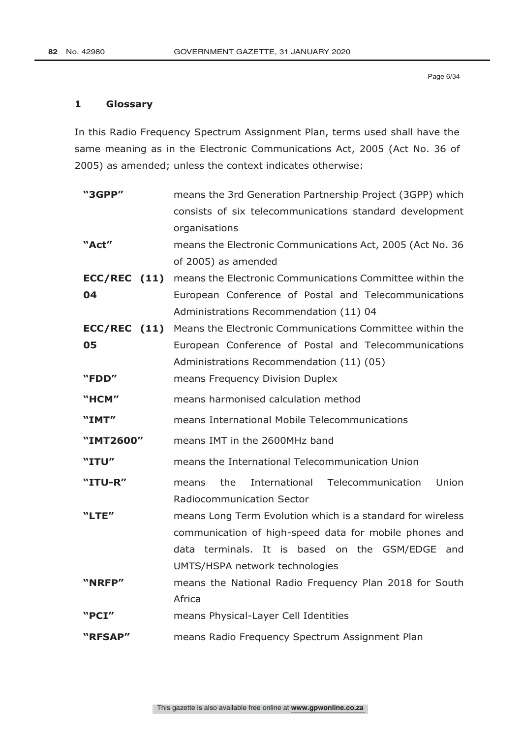## 1 Glossary

In this Radio Frequency Spectrum Assignment Plan, terms used shall have the same meaning as in the Electronic Communications Act, 2005 (Act No. 36 of 2005) as amended; unless the context indicates otherwise:

| | |
|---|---|
| **"3GPP"** | means the 3rd Generation Partnership Project (3GPP) which consists of six telecommunications standard development organisations |
| **"Act"** | means the Electronic Communications Act, 2005 (Act No. 36 of 2005) as amended |
| **ECC/REC (11) 04** | means the Electronic Communications Committee within the European Conference of Postal and Telecommunications Administrations Recommendation (11) 04 |
| **ECC/REC (11) 05** | Means the Electronic Communications Committee within the European Conference of Postal and Telecommunications Administrations Recommendation (11) (05) |
| **"FDD"** | means Frequency Division Duplex |
| **"HCM"** | means harmonised calculation method |
| **"IMT"** | means International Mobile Telecommunications |
| **"IMT2600"** | means IMT in the 2600MHz band |
| **"ITU"** | means the International Telecommunication Union |
| **"ITU-R"** | means the International Telecommunication Union Radiocommunication Sector |
| **"LTE"** | means Long Term Evolution which is a standard for wireless communication of high-speed data for mobile phones and data terminals. It is based on the GSM/EDGE and UMTS/HSPA network technologies |
| **"NRFP"** | means the National Radio Frequency Plan 2018 for South Africa |
| **"PCI"** | means Physical-Layer Cell Identities |
| **"RFSAP"** | means Radio Frequency Spectrum Assignment Plan |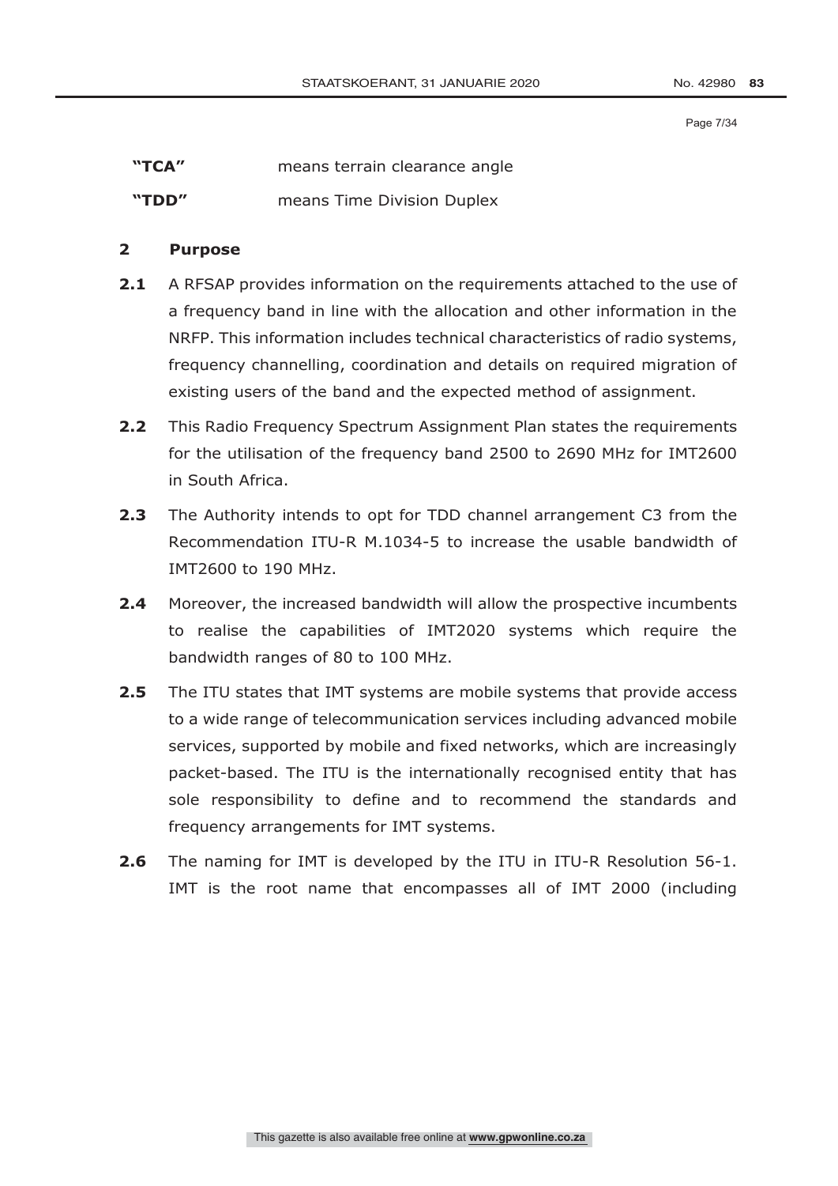| | |
|---|---|
| **"TCA"** | means terrain clearance angle |
| **"TDD"** | means Time Division Duplex |

## 2 Purpose

**2.1** A RFSAP provides information on the requirements attached to the use of a frequency band in line with the allocation and other information in the NRFP. This information includes technical characteristics of radio systems, frequency channelling, coordination and details on required migration of existing users of the band and the expected method of assignment.

**2.2** This Radio Frequency Spectrum Assignment Plan states the requirements for the utilisation of the frequency band 2500 to 2690 MHz for IMT2600 in South Africa.

**2.3** The Authority intends to opt for TDD channel arrangement C3 from the Recommendation ITU-R M.1034-5 to increase the usable bandwidth of IMT2600 to 190 MHz.

**2.4** Moreover, the increased bandwidth will allow the prospective incumbents to realise the capabilities of IMT2020 systems which require the bandwidth ranges of 80 to 100 MHz.

**2.5** The ITU states that IMT systems are mobile systems that provide access to a wide range of telecommunication services including advanced mobile services, supported by mobile and fixed networks, which are increasingly packet-based. The ITU is the internationally recognised entity that has sole responsibility to define and to recommend the standards and frequency arrangements for IMT systems.

**2.6** The naming for IMT is developed by the ITU in ITU-R Resolution 56-1. IMT is the root name that encompasses all of IMT 2000 (including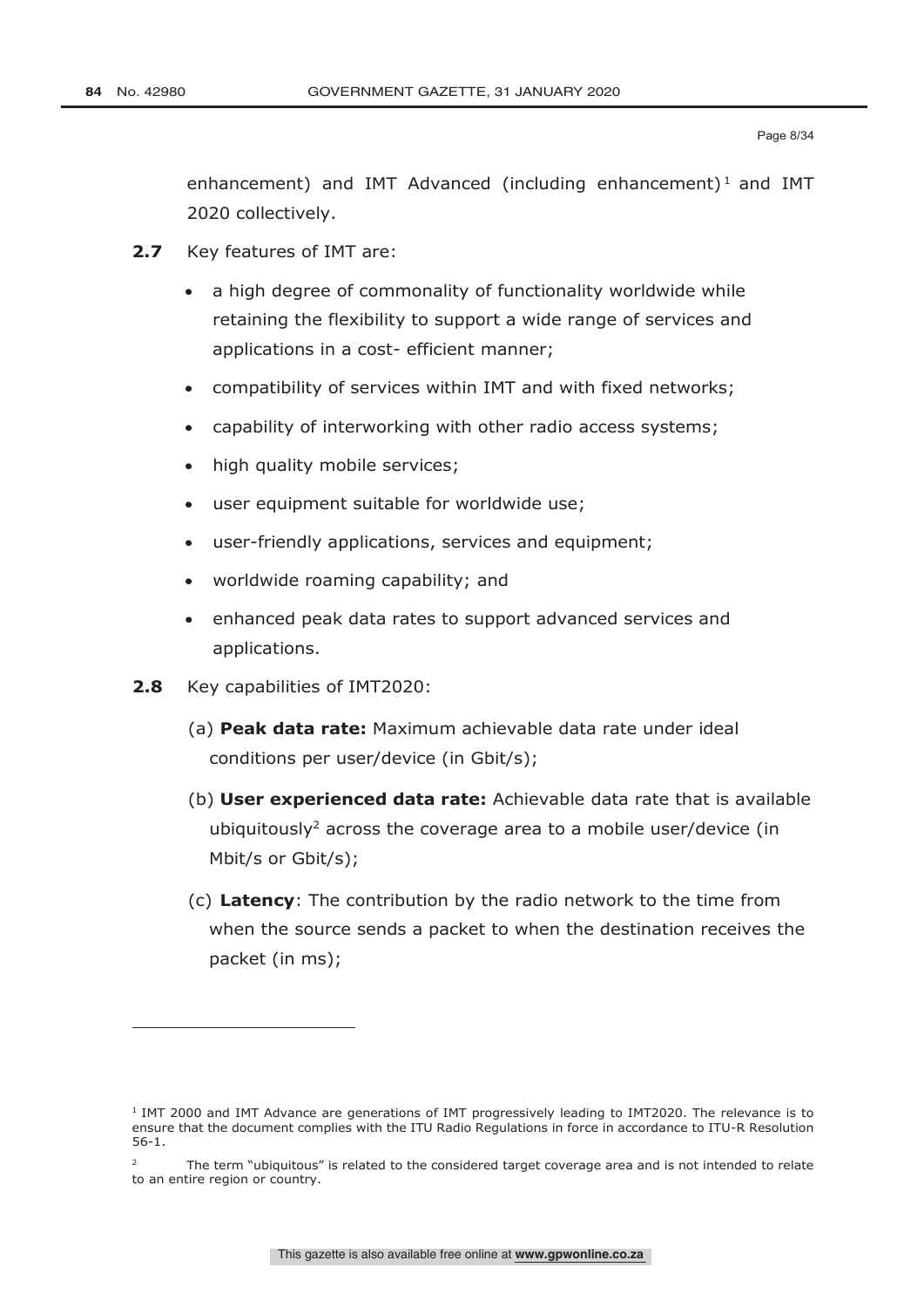enhancement) and IMT Advanced (including enhancement)[1] and IMT 2020 collectively.

**2.7** Key features of IMT are:

- a high degree of commonality of functionality worldwide while retaining the flexibility to support a wide range of services and applications in a cost- efficient manner;
- compatibility of services within IMT and with fixed networks;
- capability of interworking with other radio access systems;
- high quality mobile services;
- user equipment suitable for worldwide use;
- user-friendly applications, services and equipment;
- worldwide roaming capability; and
- enhanced peak data rates to support advanced services and applications.

**2.8** Key capabilities of IMT2020:

(a) **Peak data rate:** Maximum achievable data rate under ideal conditions per user/device (in Gbit/s);

(b) **User experienced data rate:** Achievable data rate that is available ubiquitously[2] across the coverage area to a mobile user/device (in Mbit/s or Gbit/s);

(c) **Latency**: The contribution by the radio network to the time from when the source sends a packet to when the destination receives the packet (in ms);

---

[1] IMT 2000 and IMT Advance are generations of IMT progressively leading to IMT2020. The relevance is to ensure that the document complies with the ITU Radio Regulations in force in accordance to ITU-R Resolution 56-1.

[2] The term "ubiquitous" is related to the considered target coverage area and is not intended to relate to an entire region or country.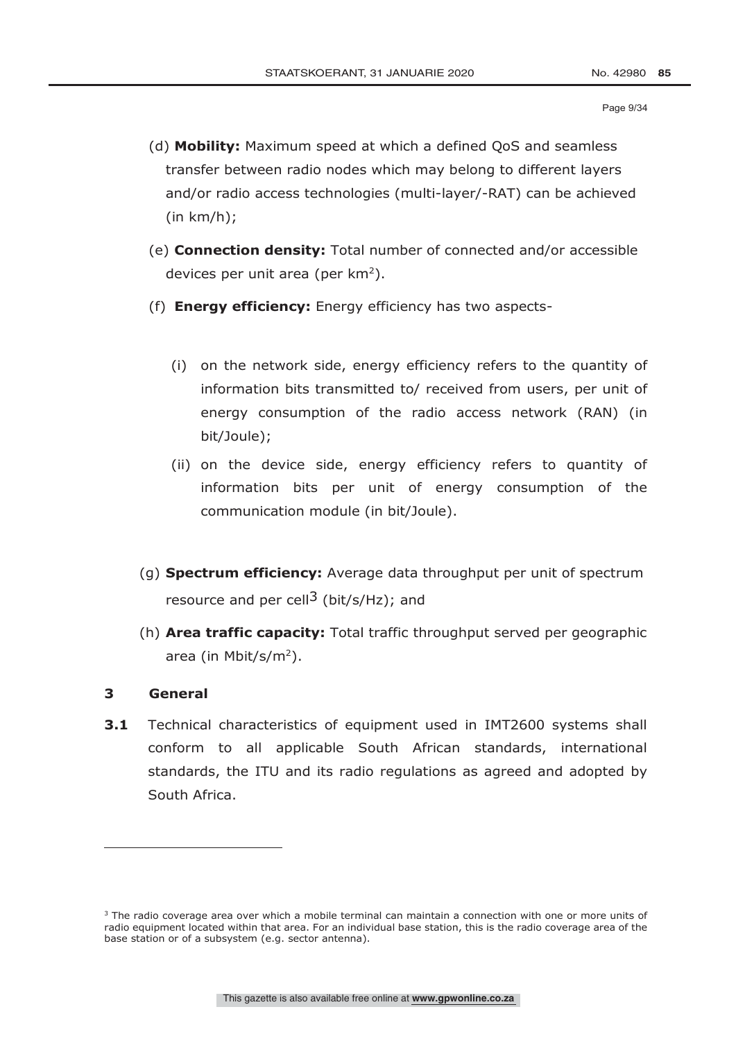(d) **Mobility:** Maximum speed at which a defined QoS and seamless transfer between radio nodes which may belong to different layers and/or radio access technologies (multi-layer/-RAT) can be achieved (in km/h);

(e) **Connection density:** Total number of connected and/or accessible devices per unit area (per $km^2$).

(f) **Energy efficiency:** Energy efficiency has two aspects-

(i) on the network side, energy efficiency refers to the quantity of information bits transmitted to/ received from users, per unit of energy consumption of the radio access network (RAN) (in bit/Joule);

(ii) on the device side, energy efficiency refers to quantity of information bits per unit of energy consumption of the communication module (in bit/Joule).

(g) **Spectrum efficiency:** Average data throughput per unit of spectrum resource and per cell[3] (bit/s/Hz); and

(h) **Area traffic capacity:** Total traffic throughput served per geographic area (in $Mbit/s/m^2$).

## 3 General

**3.1** Technical characteristics of equipment used in IMT2600 systems shall conform to all applicable South African standards, international standards, the ITU and its radio regulations as agreed and adopted by South Africa.

---

[3] The radio coverage area over which a mobile terminal can maintain a connection with one or more units of radio equipment located within that area. For an individual base station, this is the radio coverage area of the base station or of a subsystem (e.g. sector antenna).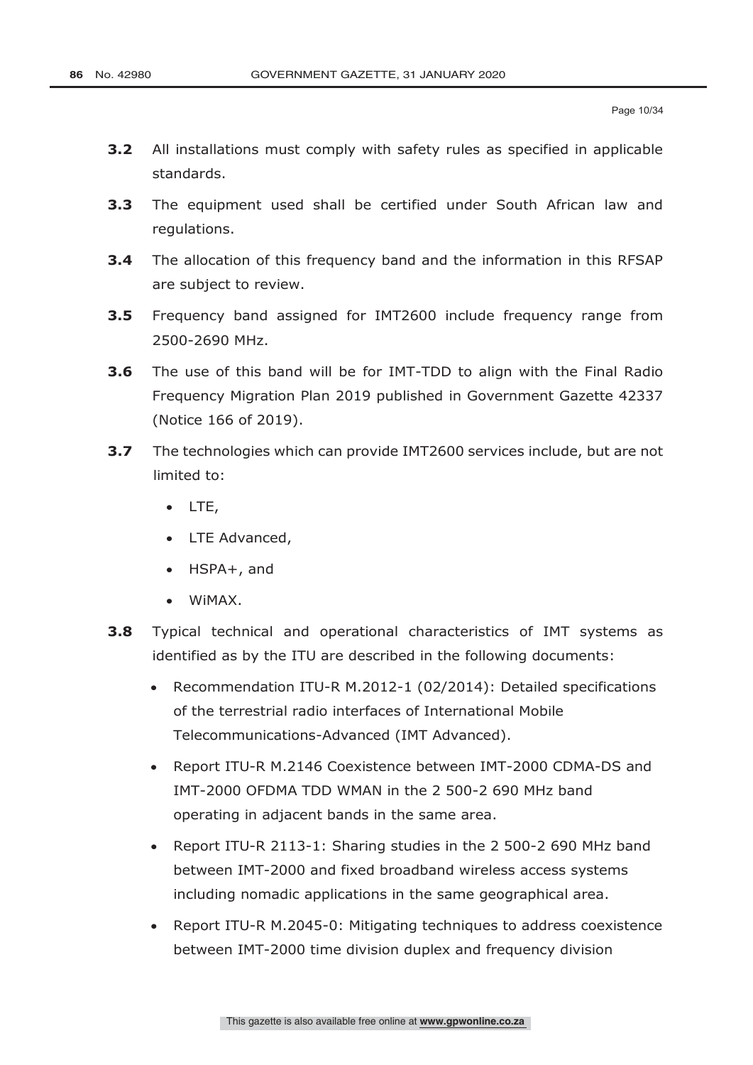**3.2** All installations must comply with safety rules as specified in applicable standards.

**3.3** The equipment used shall be certified under South African law and regulations.

**3.4** The allocation of this frequency band and the information in this RFSAP are subject to review.

**3.5** Frequency band assigned for IMT2600 include frequency range from 2500-2690 MHz.

**3.6** The use of this band will be for IMT-TDD to align with the Final Radio Frequency Migration Plan 2019 published in Government Gazette 42337 (Notice 166 of 2019).

**3.7** The technologies which can provide IMT2600 services include, but are not limited to:

- LTE,
- LTE Advanced,
- HSPA+, and
- WiMAX.

**3.8** Typical technical and operational characteristics of IMT systems as identified as by the ITU are described in the following documents:

- Recommendation ITU-R M.2012-1 (02/2014): Detailed specifications of the terrestrial radio interfaces of International Mobile Telecommunications-Advanced (IMT Advanced).
- Report ITU-R M.2146 Coexistence between IMT-2000 CDMA-DS and IMT-2000 OFDMA TDD WMAN in the 2 500-2 690 MHz band operating in adjacent bands in the same area.
- Report ITU-R 2113-1: Sharing studies in the 2 500-2 690 MHz band between IMT-2000 and fixed broadband wireless access systems including nomadic applications in the same geographical area.
- Report ITU-R M.2045-0: Mitigating techniques to address coexistence between IMT-2000 time division duplex and frequency division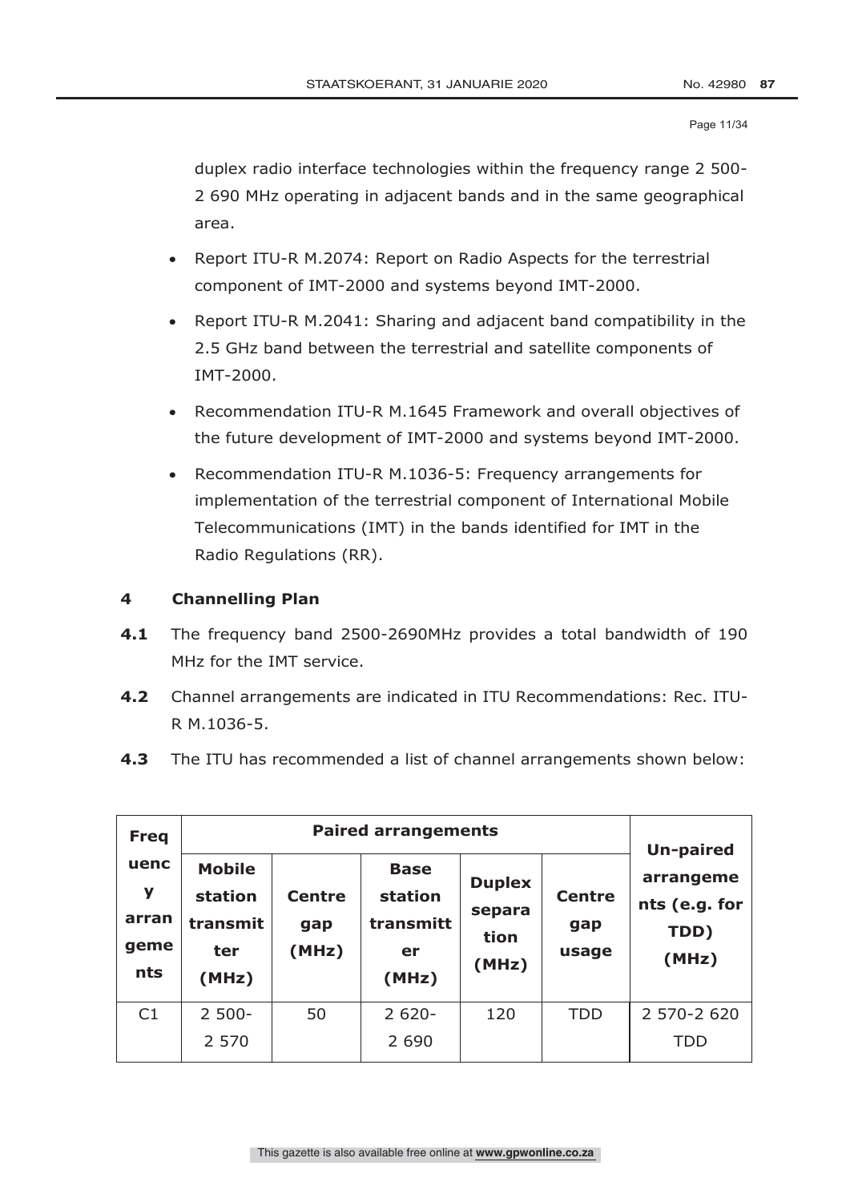duplex radio interface technologies within the frequency range 2 500-2 690 MHz operating in adjacent bands and in the same geographical area.

- Report ITU-R M.2074: Report on Radio Aspects for the terrestrial component of IMT-2000 and systems beyond IMT-2000.
- Report ITU-R M.2041: Sharing and adjacent band compatibility in the 2.5 GHz band between the terrestrial and satellite components of IMT-2000.
- Recommendation ITU-R M.1645 Framework and overall objectives of the future development of IMT-2000 and systems beyond IMT-2000.
- Recommendation ITU-R M.1036-5: Frequency arrangements for implementation of the terrestrial component of International Mobile Telecommunications (IMT) in the bands identified for IMT in the Radio Regulations (RR).

## 4 Channelling Plan

**4.1** The frequency band 2500-2690MHz provides a total bandwidth of 190 MHz for the IMT service.

**4.2** Channel arrangements are indicated in ITU Recommendations: Rec. ITU-R M.1036-5.

**4.3** The ITU has recommended a list of channel arrangements shown below:

| Frequency arrangements | Paired arrangements | | | | | Un-paired arrangements (e.g. for TDD) (MHz) |
|---|---|---|---|---|---|---|
| | Mobile station transmitter (MHz) | Centre gap (MHz) | Base station transmitter (MHz) | Duplex separation (MHz) | Centre gap usage | |
| C1 | 2 500-2 570 | 50 | 2 620-2 690 | 120 | TDD | 2 570-2 620 TDD |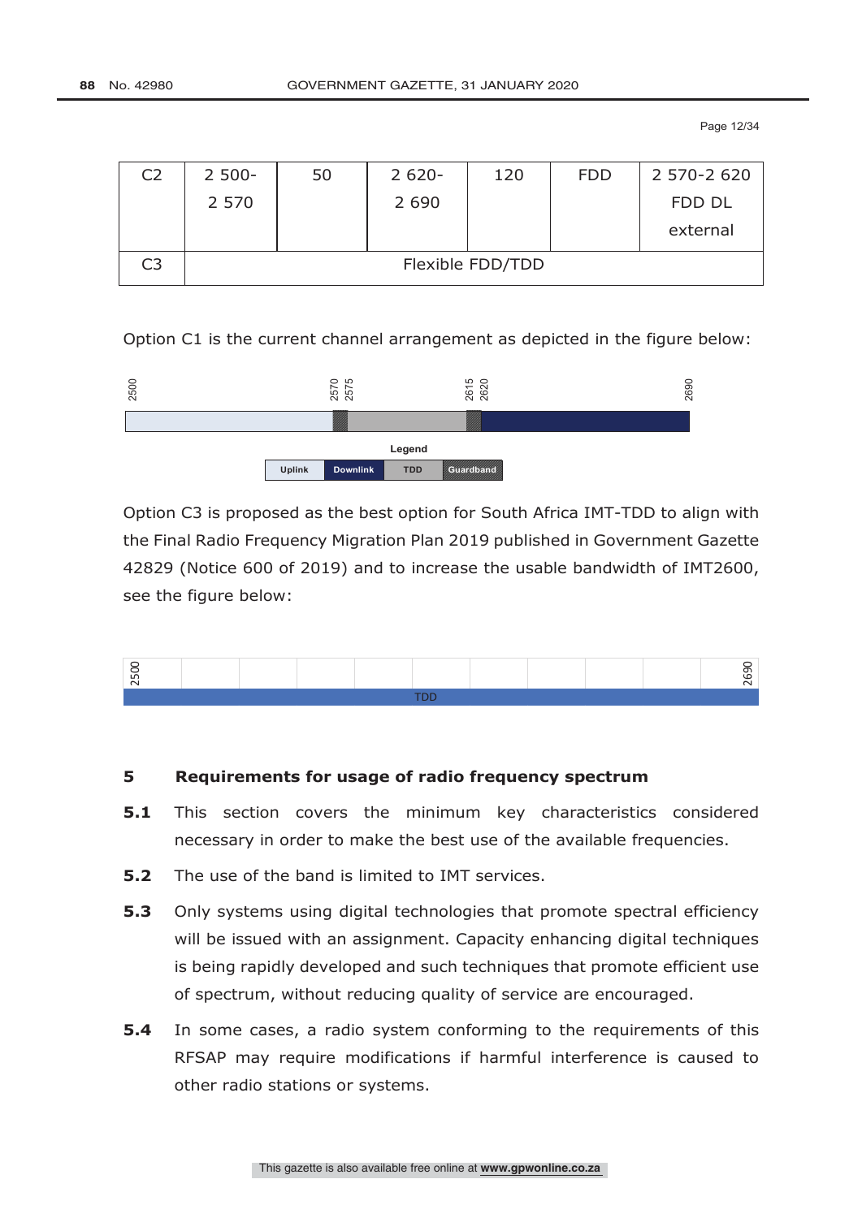| C2 | 2 500-2 570 | 50 | 2 620-2 690 | 120 | FDD | 2 570-2 620 FDD DL external |
|---|---|---|---|---|---|---|
| C3 | Flexible FDD/TDD | | | | | |

Option C1 is the current channel arrangement as depicted in the figure below:

2500 2570 2575 2615 2620 2690

Legend

Uplink | Downlink | TDD | Guardband

Option C3 is proposed as the best option for South Africa IMT-TDD to align with the Final Radio Frequency Migration Plan 2019 published in Government Gazette 42829 (Notice 600 of 2019) and to increase the usable bandwidth of IMT2600, see the figure below:

2500 2690

TDD

## 5 Requirements for usage of radio frequency spectrum

**5.1** This section covers the minimum key characteristics considered necessary in order to make the best use of the available frequencies.

**5.2** The use of the band is limited to IMT services.

**5.3** Only systems using digital technologies that promote spectral efficiency will be issued with an assignment. Capacity enhancing digital techniques is being rapidly developed and such techniques that promote efficient use of spectrum, without reducing quality of service are encouraged.

**5.4** In some cases, a radio system conforming to the requirements of this RFSAP may require modifications if harmful interference is caused to other radio stations or systems.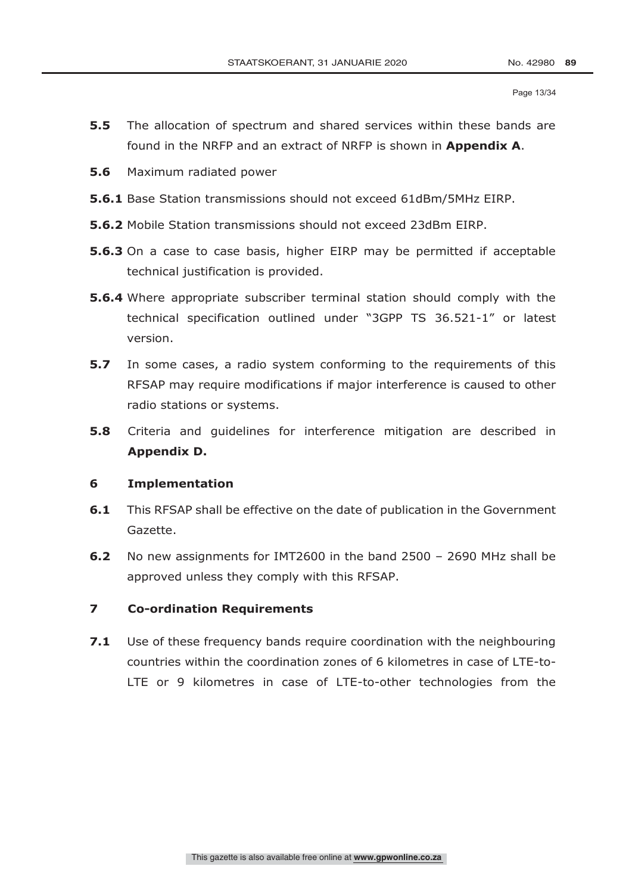**5.5** The allocation of spectrum and shared services within these bands are found in the NRFP and an extract of NRFP is shown in **Appendix A**.

**5.6** Maximum radiated power

**5.6.1** Base Station transmissions should not exceed 61dBm/5MHz EIRP.

**5.6.2** Mobile Station transmissions should not exceed 23dBm EIRP.

**5.6.3** On a case to case basis, higher EIRP may be permitted if acceptable technical justification is provided.

**5.6.4** Where appropriate subscriber terminal station should comply with the technical specification outlined under "3GPP TS 36.521-1" or latest version.

**5.7** In some cases, a radio system conforming to the requirements of this RFSAP may require modifications if major interference is caused to other radio stations or systems.

**5.8** Criteria and guidelines for interference mitigation are described in **Appendix D.**

## 6 Implementation

**6.1** This RFSAP shall be effective on the date of publication in the Government Gazette.

**6.2** No new assignments for IMT2600 in the band 2500 – 2690 MHz shall be approved unless they comply with this RFSAP.

## 7 Co-ordination Requirements

**7.1** Use of these frequency bands require coordination with the neighbouring countries within the coordination zones of 6 kilometres in case of LTE-to-LTE or 9 kilometres in case of LTE-to-other technologies from the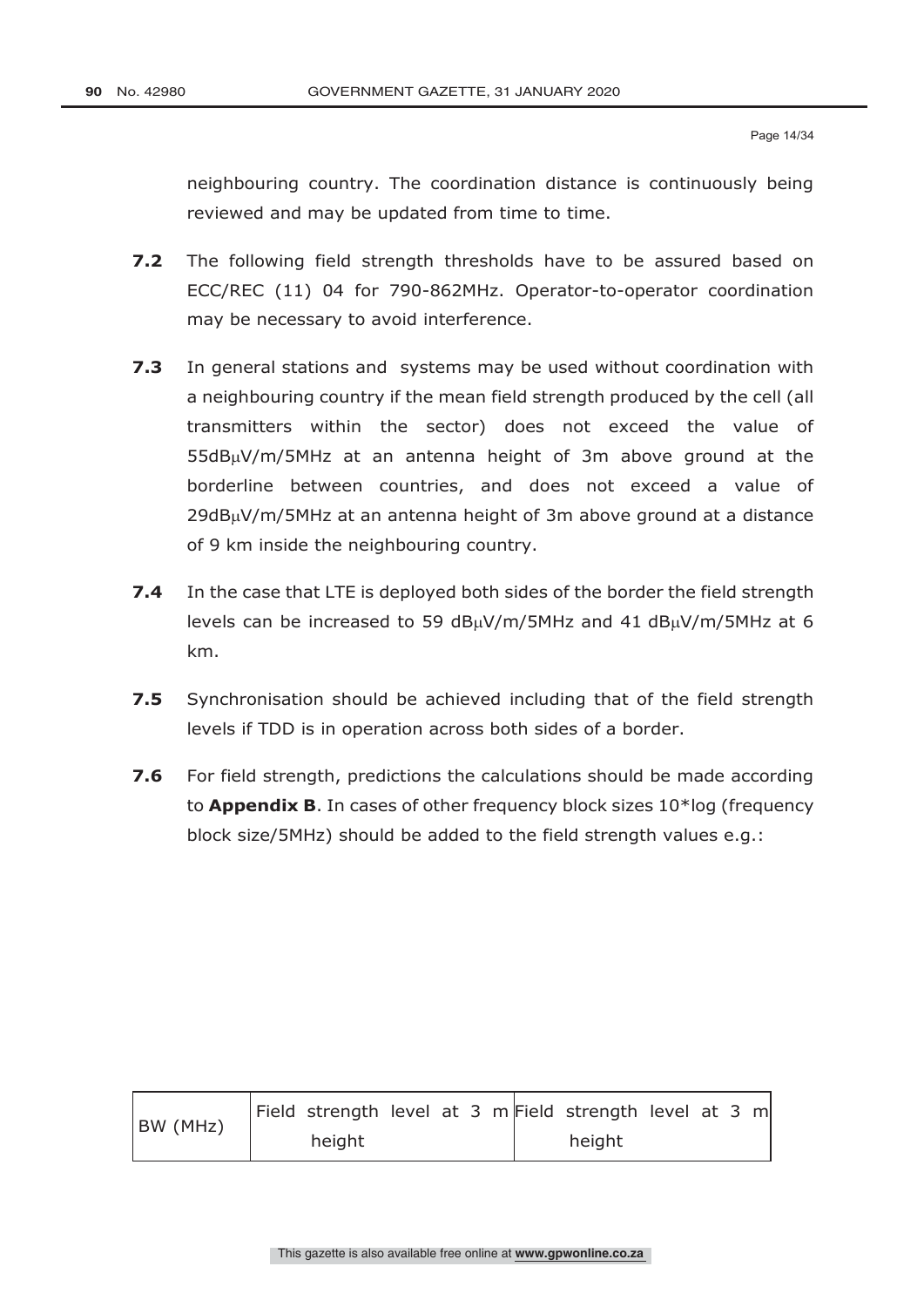neighbouring country. The coordination distance is continuously being reviewed and may be updated from time to time.

**7.2** The following field strength thresholds have to be assured based on ECC/REC (11) 04 for 790-862MHz. Operator-to-operator coordination may be necessary to avoid interference.

**7.3** In general stations and systems may be used without coordination with a neighbouring country if the mean field strength produced by the cell (all transmitters within the sector) does not exceed the value of 55dBμV/m/5MHz at an antenna height of 3m above ground at the borderline between countries, and does not exceed a value of 29dBμV/m/5MHz at an antenna height of 3m above ground at a distance of 9 km inside the neighbouring country.

**7.4** In the case that LTE is deployed both sides of the border the field strength levels can be increased to 59 dBμV/m/5MHz and 41 dBμV/m/5MHz at 6 km.

**7.5** Synchronisation should be achieved including that of the field strength levels if TDD is in operation across both sides of a border.

**7.6** For field strength, predictions the calculations should be made according to **Appendix B**. In cases of other frequency block sizes 10*log (frequency block size/5MHz) should be added to the field strength values e.g.:

| BW (MHz) | Field strength level at 3 m height | Field strength level at 3 m height |
|---|---|---|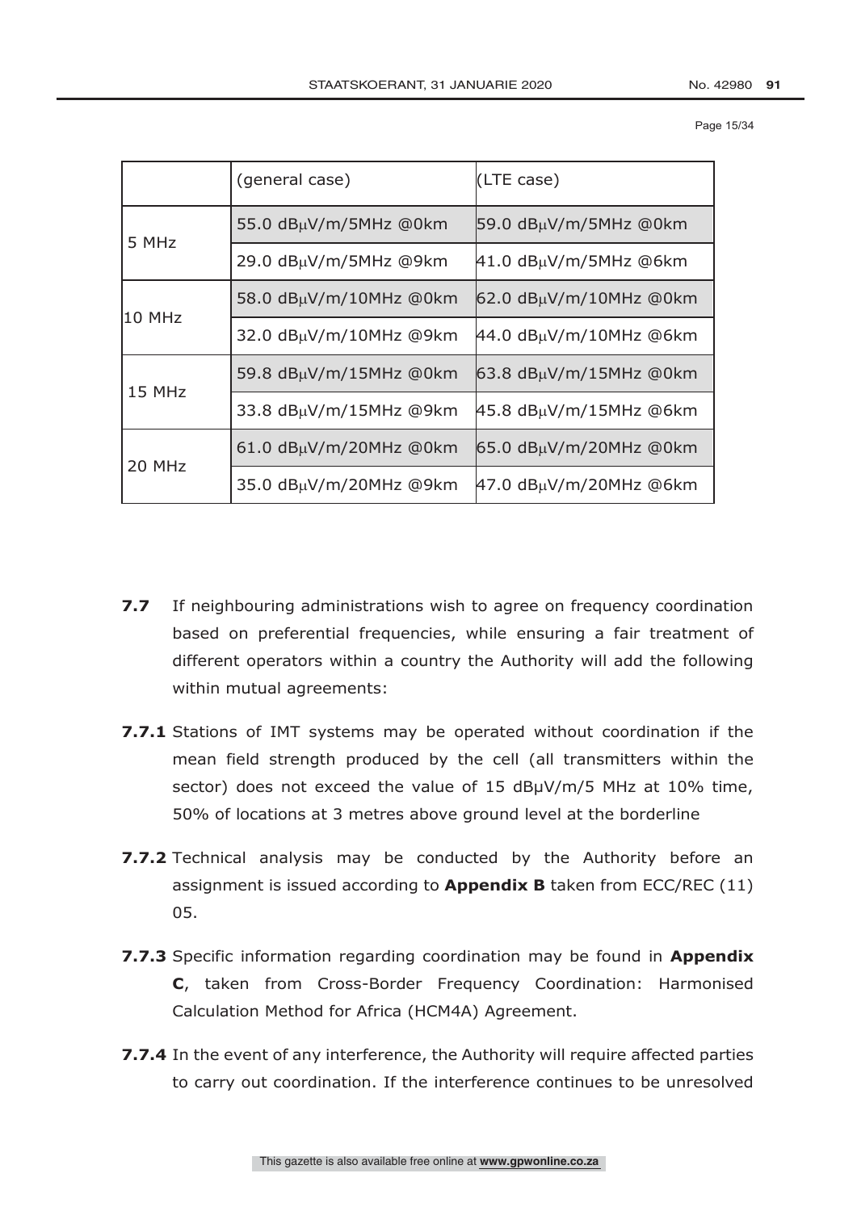| | (general case) | (LTE case) |
|---|---|---|
| 5 MHz | 55.0 dBμV/m/5MHz @0km | 59.0 dBμV/m/5MHz @0km |
| | 29.0 dBμV/m/5MHz @9km | 41.0 dBμV/m/5MHz @6km |
| 10 MHz | 58.0 dBμV/m/10MHz @0km | 62.0 dBμV/m/10MHz @0km |
| | 32.0 dBμV/m/10MHz @9km | 44.0 dBμV/m/10MHz @6km |
| 15 MHz | 59.8 dBμV/m/15MHz @0km | 63.8 dBμV/m/15MHz @0km |
| | 33.8 dBμV/m/15MHz @9km | 45.8 dBμV/m/15MHz @6km |
| 20 MHz | 61.0 dBμV/m/20MHz @0km | 65.0 dBμV/m/20MHz @0km |
| | 35.0 dBμV/m/20MHz @9km | 47.0 dBμV/m/20MHz @6km |

**7.7** If neighbouring administrations wish to agree on frequency coordination based on preferential frequencies, while ensuring a fair treatment of different operators within a country the Authority will add the following within mutual agreements:

**7.7.1** Stations of IMT systems may be operated without coordination if the mean field strength produced by the cell (all transmitters within the sector) does not exceed the value of 15 dBμV/m/5 MHz at 10% time, 50% of locations at 3 metres above ground level at the borderline

**7.7.2** Technical analysis may be conducted by the Authority before an assignment is issued according to **Appendix B** taken from ECC/REC (11) 05.

**7.7.3** Specific information regarding coordination may be found in **Appendix C**, taken from Cross-Border Frequency Coordination: Harmonised Calculation Method for Africa (HCM4A) Agreement.

**7.7.4** In the event of any interference, the Authority will require affected parties to carry out coordination. If the interference continues to be unresolved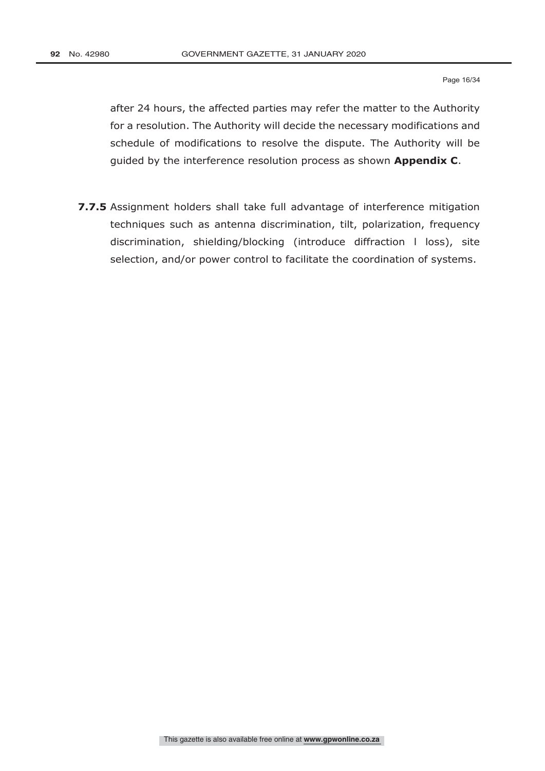after 24 hours, the affected parties may refer the matter to the Authority for a resolution. The Authority will decide the necessary modifications and schedule of modifications to resolve the dispute. The Authority will be guided by the interference resolution process as shown **Appendix C**.

**7.7.5** Assignment holders shall take full advantage of interference mitigation techniques such as antenna discrimination, tilt, polarization, frequency discrimination, shielding/blocking (introduce diffraction l loss), site selection, and/or power control to facilitate the coordination of systems.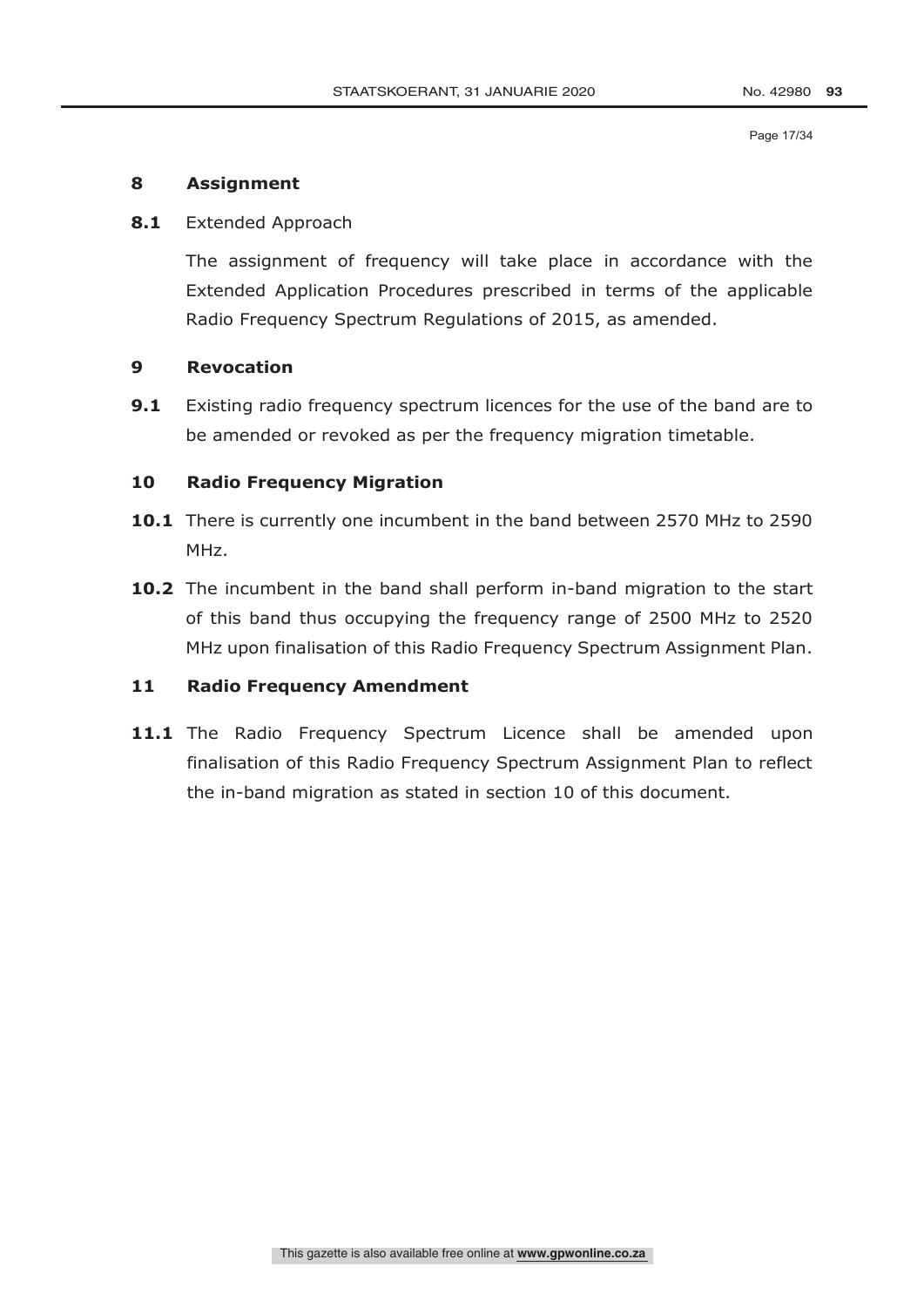## 8 Assignment

**8.1** Extended Approach

The assignment of frequency will take place in accordance with the Extended Application Procedures prescribed in terms of the applicable Radio Frequency Spectrum Regulations of 2015, as amended.

## 9 Revocation

**9.1** Existing radio frequency spectrum licences for the use of the band are to be amended or revoked as per the frequency migration timetable.

## 10 Radio Frequency Migration

**10.1** There is currently one incumbent in the band between 2570 MHz to 2590 MHz.

**10.2** The incumbent in the band shall perform in-band migration to the start of this band thus occupying the frequency range of 2500 MHz to 2520 MHz upon finalisation of this Radio Frequency Spectrum Assignment Plan.

## 11 Radio Frequency Amendment

**11.1** The Radio Frequency Spectrum Licence shall be amended upon finalisation of this Radio Frequency Spectrum Assignment Plan to reflect the in-band migration as stated in section 10 of this document.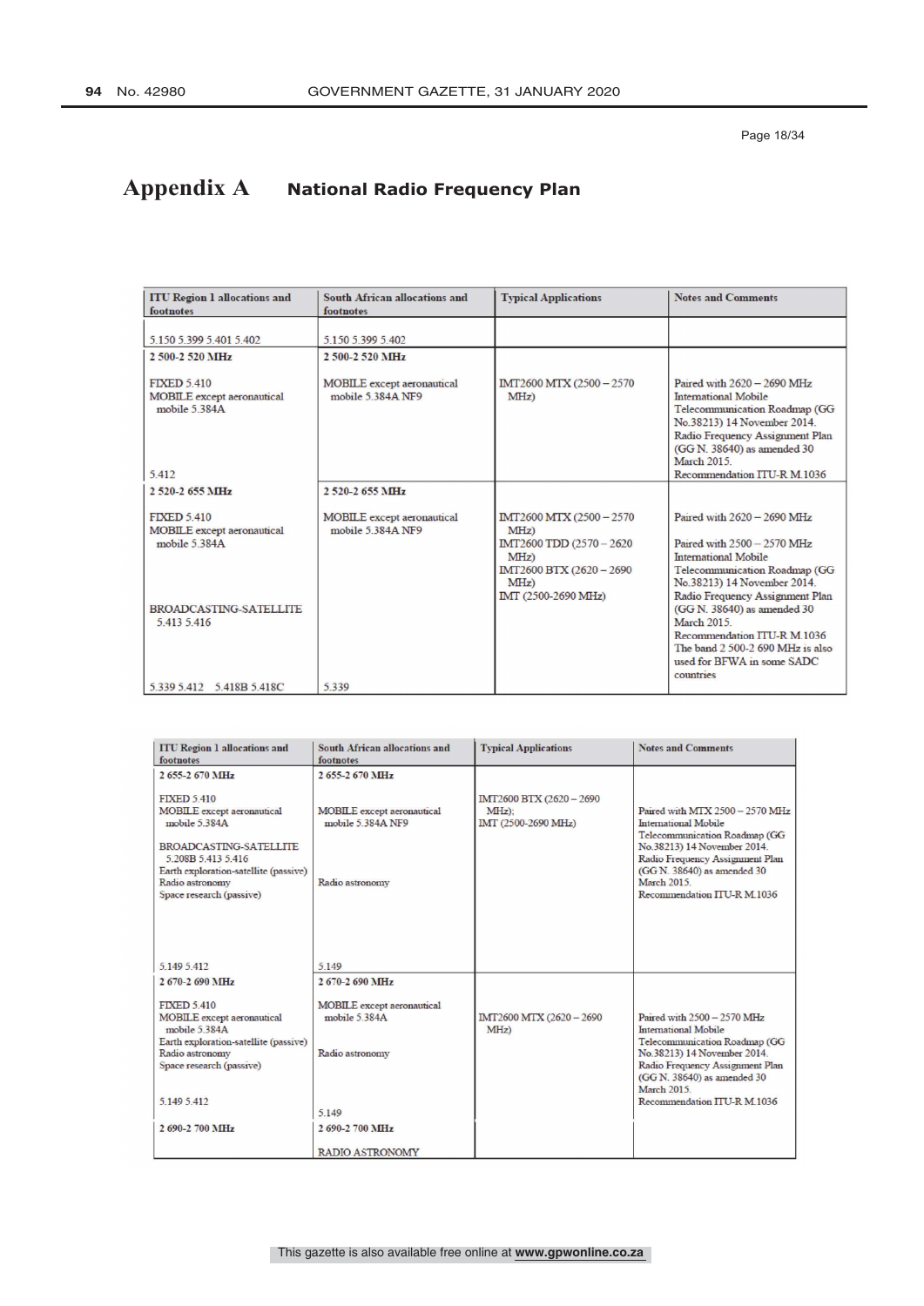# Appendix A National Radio Frequency Plan

| ITU Region 1 allocations and footnotes | South African allocations and footnotes | Typical Applications | Notes and Comments |
|---|---|---|---|
| 5.150 5.399 5.401 5.402 | 5.150 5.399 5.402 | | |
| **2 500-2 520 MHz**<br><br>FIXED 5.410<br>MOBILE except aeronautical mobile 5.384A<br><br>5.412 | **2 500-2 520 MHz**<br><br>MOBILE except aeronautical mobile 5.384A NF9 | IMT2600 MTX (2500 – 2570 MHz) | Paired with 2620 – 2690 MHz<br>International Mobile Telecommunication Roadmap (GG No.38213) 14 November 2014.<br>Radio Frequency Assignment Plan (GG N. 38640) as amended 30 March 2015.<br>Recommendation ITU-R M.1036 |
| **2 520-2 655 MHz**<br><br>FIXED 5.410<br>MOBILE except aeronautical mobile 5.384A<br><br>BROADCASTING-SATELLITE 5.413 5.416<br><br>5.339 5.412 5.418B 5.418C | **2 520-2 655 MHz**<br><br>MOBILE except aeronautical mobile 5.384A NF9<br><br>5.339 | IMT2600 MTX (2500 – 2570 MHz)<br>IMT2600 TDD (2570 – 2620 MHz)<br>IMT2600 BTX (2620 – 2690 MHz)<br>IMT (2500-2690 MHz) | Paired with 2620 – 2690 MHz<br><br>Paired with 2500 – 2570 MHz<br>International Mobile Telecommunication Roadmap (GG No.38213) 14 November 2014.<br>Radio Frequency Assignment Plan (GG N. 38640) as amended 30 March 2015.<br>Recommendation ITU-R M.1036<br>The band 2 500-2 690 MHz is also used for BFWA in some SADC countries |

| ITU Region 1 allocations and footnotes | South African allocations and footnotes | Typical Applications | Notes and Comments |
|---|---|---|---|
| **2 655-2 670 MHz**<br><br>FIXED 5.410<br>MOBILE except aeronautical mobile 5.384A<br><br>BROADCASTING-SATELLITE 5.208B 5.413 5.416<br>Earth exploration-satellite (passive)<br>Radio astronomy<br>Space research (passive)<br><br>5.149 5.412 | **2 655-2 670 MHz**<br><br>MOBILE except aeronautical mobile 5.384A NF9<br><br>Radio astronomy<br><br>5.149 | IMT2600 BTX (2620 – 2690 MHz);<br>IMT (2500-2690 MHz) | Paired with MTX 2500 – 2570 MHz<br>International Mobile Telecommunication Roadmap (GG No.38213) 14 November 2014.<br>Radio Frequency Assignment Plan (GG N. 38640) as amended 30 March 2015.<br>Recommendation ITU-R M.1036 |
| **2 670-2 690 MHz**<br><br>FIXED 5.410<br>MOBILE except aeronautical mobile 5.384A<br>Earth exploration-satellite (passive)<br>Radio astronomy<br>Space research (passive)<br><br>5.149 5.412 | **2 670-2 690 MHz**<br><br>MOBILE except aeronautical mobile 5.384A<br><br>Radio astronomy<br><br>5.149 | IMT2600 MTX (2620 – 2690 MHz) | Paired with 2500 – 2570 MHz<br>International Mobile Telecommunication Roadmap (GG No.38213) 14 November 2014.<br>Radio Frequency Assignment Plan (GG N. 38640) as amended 30 March 2015.<br>Recommendation ITU-R M.1036 |
| **2 690-2 700 MHz** | **2 690-2 700 MHz**<br><br>RADIO ASTRONOMY | | |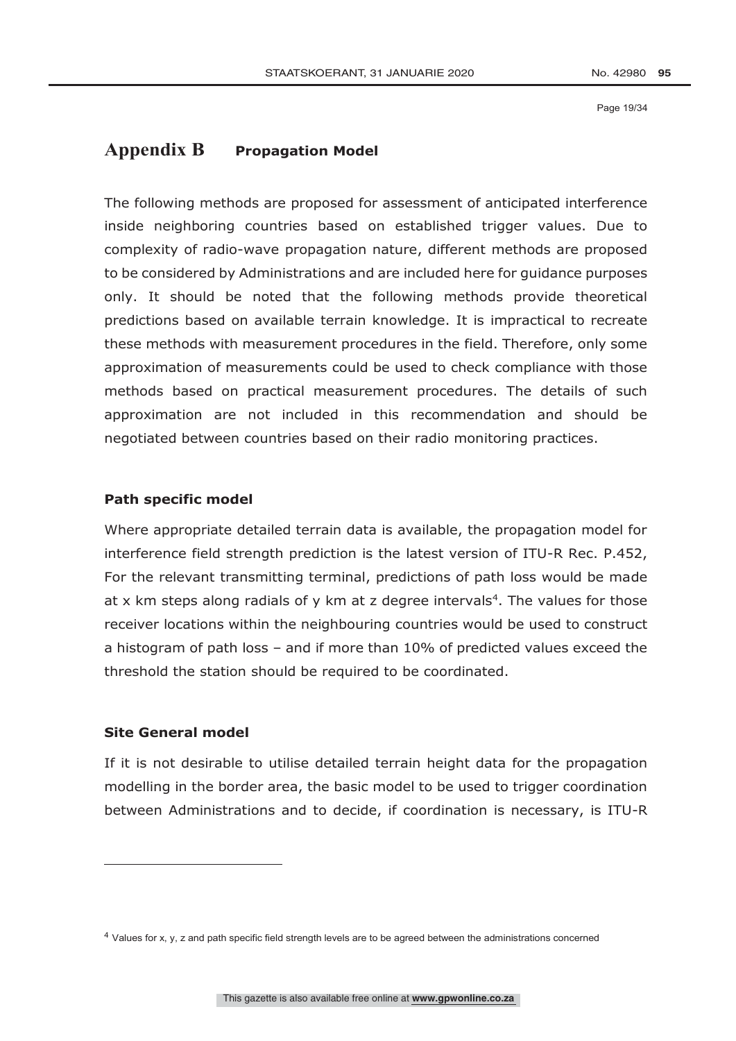## Appendix B Propagation Model

The following methods are proposed for assessment of anticipated interference inside neighboring countries based on established trigger values. Due to complexity of radio-wave propagation nature, different methods are proposed to be considered by Administrations and are included here for guidance purposes only. It should be noted that the following methods provide theoretical predictions based on available terrain knowledge. It is impractical to recreate these methods with measurement procedures in the field. Therefore, only some approximation of measurements could be used to check compliance with those methods based on practical measurement procedures. The details of such approximation are not included in this recommendation and should be negotiated between countries based on their radio monitoring practices.

**Path specific model**

Where appropriate detailed terrain data is available, the propagation model for interference field strength prediction is the latest version of ITU-R Rec. P.452, For the relevant transmitting terminal, predictions of path loss would be made at x km steps along radials of y km at z degree intervals[4]. The values for those receiver locations within the neighbouring countries would be used to construct a histogram of path loss – and if more than 10% of predicted values exceed the threshold the station should be required to be coordinated.

**Site General model**

If it is not desirable to utilise detailed terrain height data for the propagation modelling in the border area, the basic model to be used to trigger coordination between Administrations and to decide, if coordination is necessary, is ITU-R

---

[4] Values for x, y, z and path specific field strength levels are to be agreed between the administrations concerned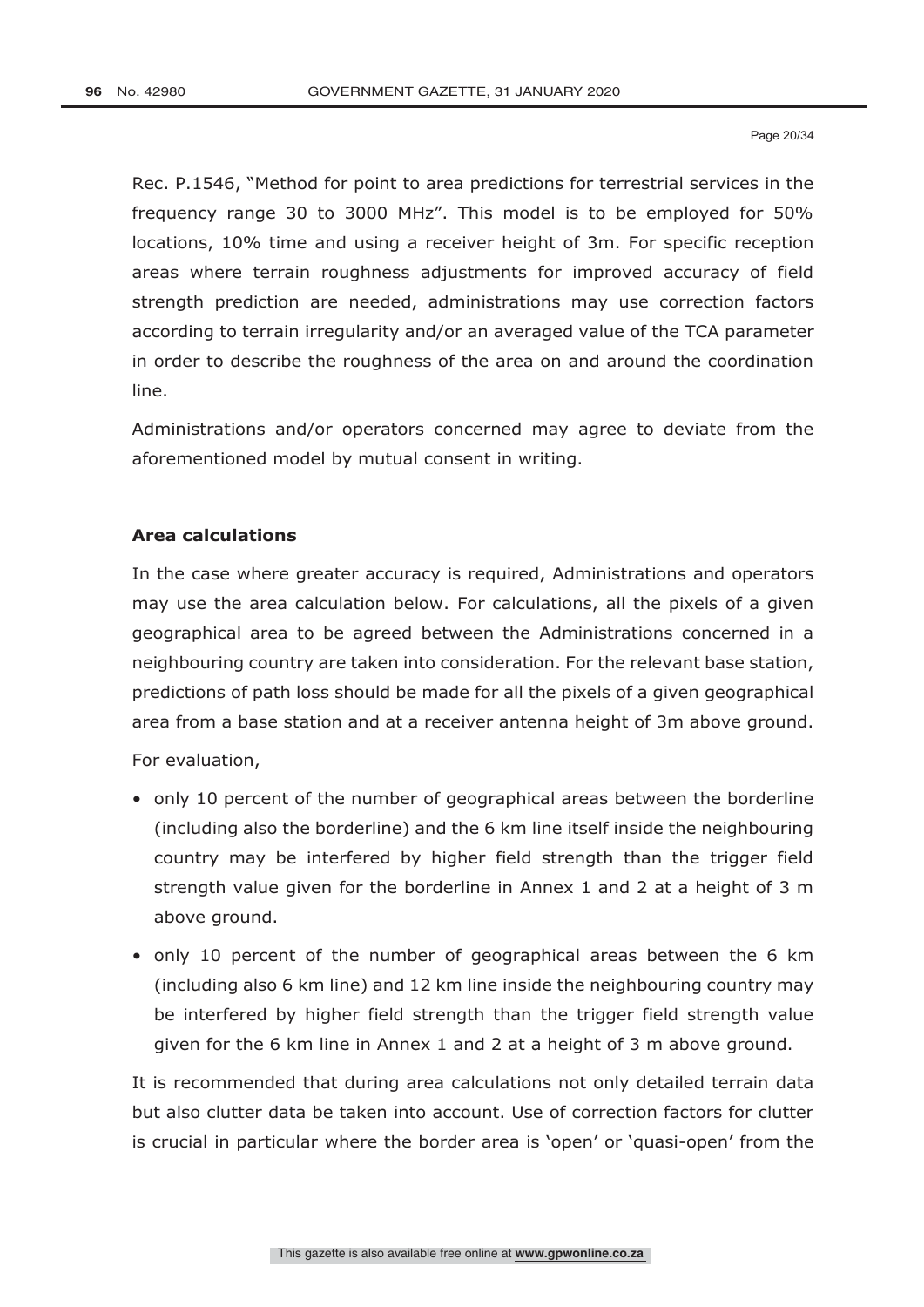Rec. P.1546, "Method for point to area predictions for terrestrial services in the frequency range 30 to 3000 MHz". This model is to be employed for 50% locations, 10% time and using a receiver height of 3m. For specific reception areas where terrain roughness adjustments for improved accuracy of field strength prediction are needed, administrations may use correction factors according to terrain irregularity and/or an averaged value of the TCA parameter in order to describe the roughness of the area on and around the coordination line.

Administrations and/or operators concerned may agree to deviate from the aforementioned model by mutual consent in writing.

**Area calculations**

In the case where greater accuracy is required, Administrations and operators may use the area calculation below. For calculations, all the pixels of a given geographical area to be agreed between the Administrations concerned in a neighbouring country are taken into consideration. For the relevant base station, predictions of path loss should be made for all the pixels of a given geographical area from a base station and at a receiver antenna height of 3m above ground.

For evaluation,

- only 10 percent of the number of geographical areas between the borderline (including also the borderline) and the 6 km line itself inside the neighbouring country may be interfered by higher field strength than the trigger field strength value given for the borderline in Annex 1 and 2 at a height of 3 m above ground.
- only 10 percent of the number of geographical areas between the 6 km (including also 6 km line) and 12 km line inside the neighbouring country may be interfered by higher field strength than the trigger field strength value given for the 6 km line in Annex 1 and 2 at a height of 3 m above ground.

It is recommended that during area calculations not only detailed terrain data but also clutter data be taken into account. Use of correction factors for clutter is crucial in particular where the border area is 'open' or 'quasi-open' from the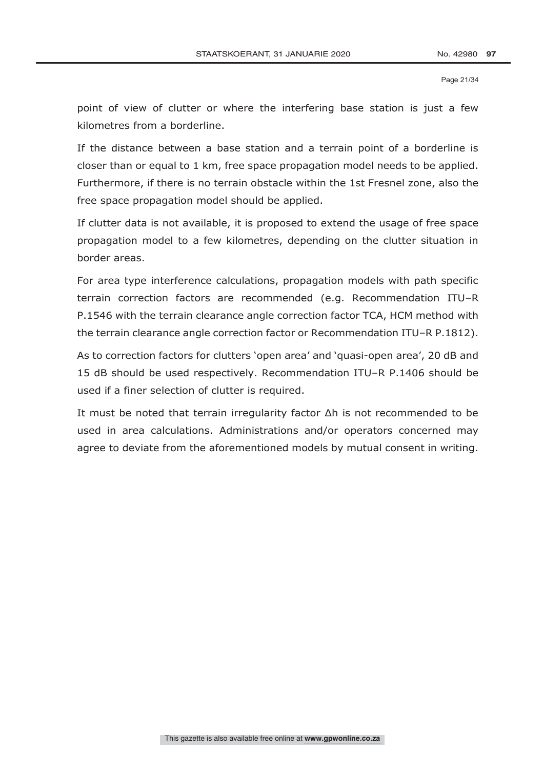point of view of clutter or where the interfering base station is just a few kilometres from a borderline.

If the distance between a base station and a terrain point of a borderline is closer than or equal to 1 km, free space propagation model needs to be applied. Furthermore, if there is no terrain obstacle within the 1st Fresnel zone, also the free space propagation model should be applied.

If clutter data is not available, it is proposed to extend the usage of free space propagation model to a few kilometres, depending on the clutter situation in border areas.

For area type interference calculations, propagation models with path specific terrain correction factors are recommended (e.g. Recommendation ITU–R P.1546 with the terrain clearance angle correction factor TCA, HCM method with the terrain clearance angle correction factor or Recommendation ITU–R P.1812).

As to correction factors for clutters 'open area' and 'quasi-open area', 20 dB and 15 dB should be used respectively. Recommendation ITU–R P.1406 should be used if a finer selection of clutter is required.

It must be noted that terrain irregularity factor $\Delta h$ is not recommended to be used in area calculations. Administrations and/or operators concerned may agree to deviate from the aforementioned models by mutual consent in writing.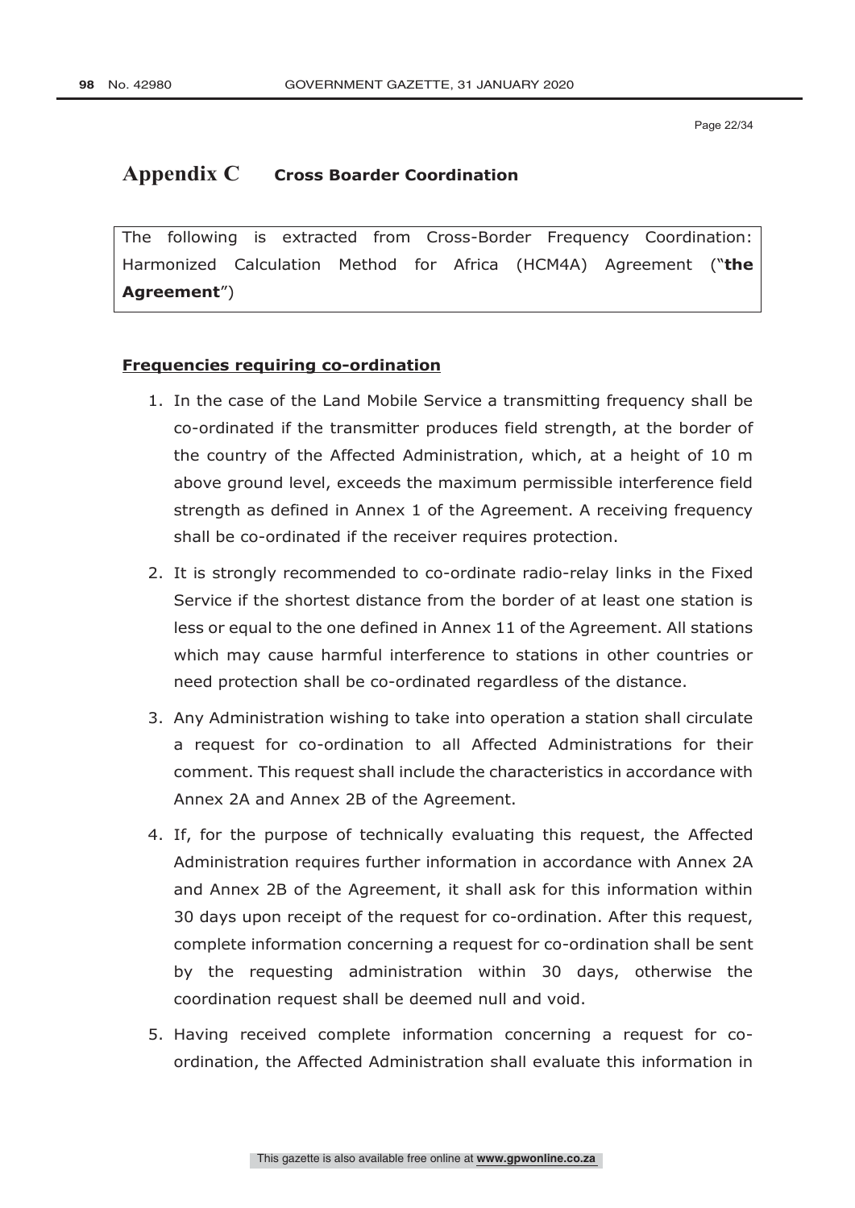## Appendix C Cross Boarder Coordination

The following is extracted from Cross-Border Frequency Coordination: Harmonized Calculation Method for Africa (HCM4A) Agreement ("**the Agreement**")

**Frequencies requiring co-ordination**

1. In the case of the Land Mobile Service a transmitting frequency shall be co-ordinated if the transmitter produces field strength, at the border of the country of the Affected Administration, which, at a height of 10 m above ground level, exceeds the maximum permissible interference field strength as defined in Annex 1 of the Agreement. A receiving frequency shall be co-ordinated if the receiver requires protection.
2. It is strongly recommended to co-ordinate radio-relay links in the Fixed Service if the shortest distance from the border of at least one station is less or equal to the one defined in Annex 11 of the Agreement. All stations which may cause harmful interference to stations in other countries or need protection shall be co-ordinated regardless of the distance.
3. Any Administration wishing to take into operation a station shall circulate a request for co-ordination to all Affected Administrations for their comment. This request shall include the characteristics in accordance with Annex 2A and Annex 2B of the Agreement.
4. If, for the purpose of technically evaluating this request, the Affected Administration requires further information in accordance with Annex 2A and Annex 2B of the Agreement, it shall ask for this information within 30 days upon receipt of the request for co-ordination. After this request, complete information concerning a request for co-ordination shall be sent by the requesting administration within 30 days, otherwise the coordination request shall be deemed null and void.
5. Having received complete information concerning a request for co-ordination, the Affected Administration shall evaluate this information in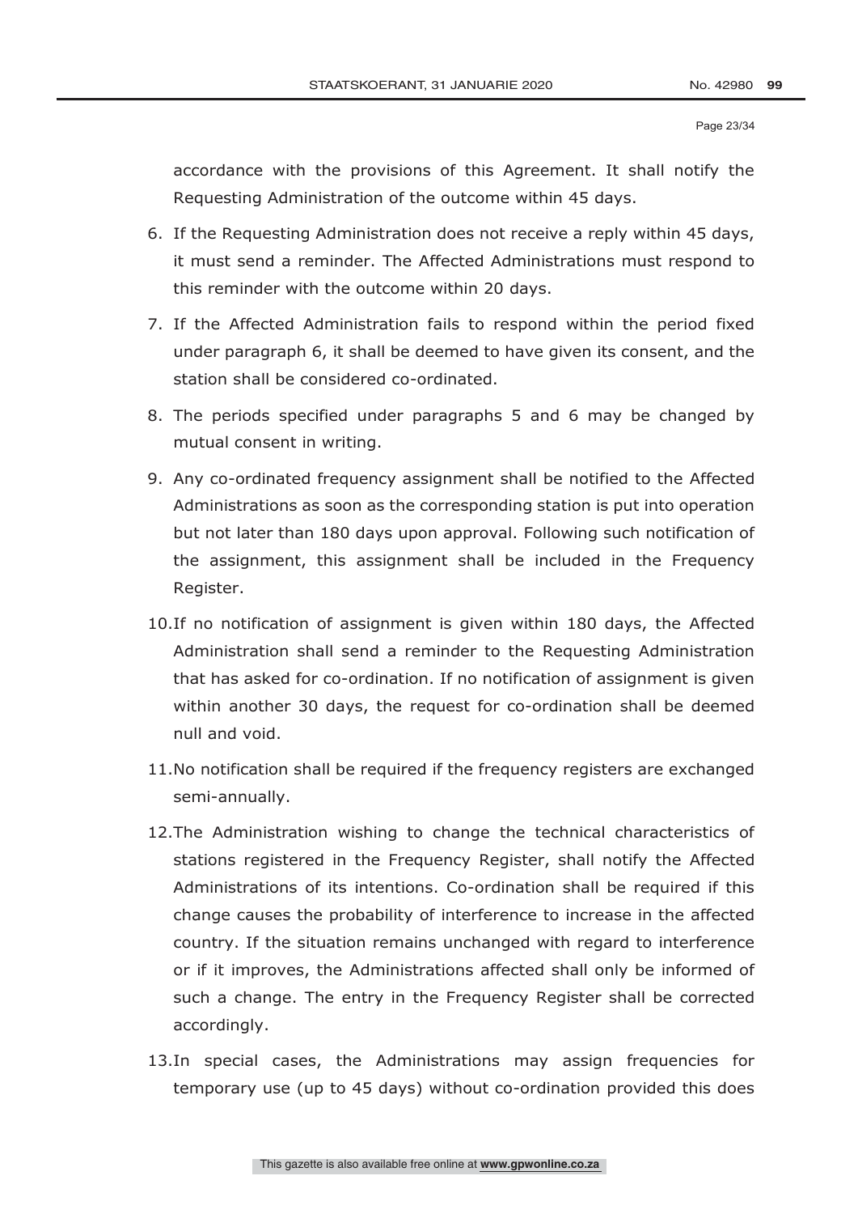accordance with the provisions of this Agreement. It shall notify the Requesting Administration of the outcome within 45 days.

6. If the Requesting Administration does not receive a reply within 45 days, it must send a reminder. The Affected Administrations must respond to this reminder with the outcome within 20 days.
7. If the Affected Administration fails to respond within the period fixed under paragraph 6, it shall be deemed to have given its consent, and the station shall be considered co-ordinated.
8. The periods specified under paragraphs 5 and 6 may be changed by mutual consent in writing.
9. Any co-ordinated frequency assignment shall be notified to the Affected Administrations as soon as the corresponding station is put into operation but not later than 180 days upon approval. Following such notification of the assignment, this assignment shall be included in the Frequency Register.
10. If no notification of assignment is given within 180 days, the Affected Administration shall send a reminder to the Requesting Administration that has asked for co-ordination. If no notification of assignment is given within another 30 days, the request for co-ordination shall be deemed null and void.
11. No notification shall be required if the frequency registers are exchanged semi-annually.
12. The Administration wishing to change the technical characteristics of stations registered in the Frequency Register, shall notify the Affected Administrations of its intentions. Co-ordination shall be required if this change causes the probability of interference to increase in the affected country. If the situation remains unchanged with regard to interference or if it improves, the Administrations affected shall only be informed of such a change. The entry in the Frequency Register shall be corrected accordingly.
13. In special cases, the Administrations may assign frequencies for temporary use (up to 45 days) without co-ordination provided this does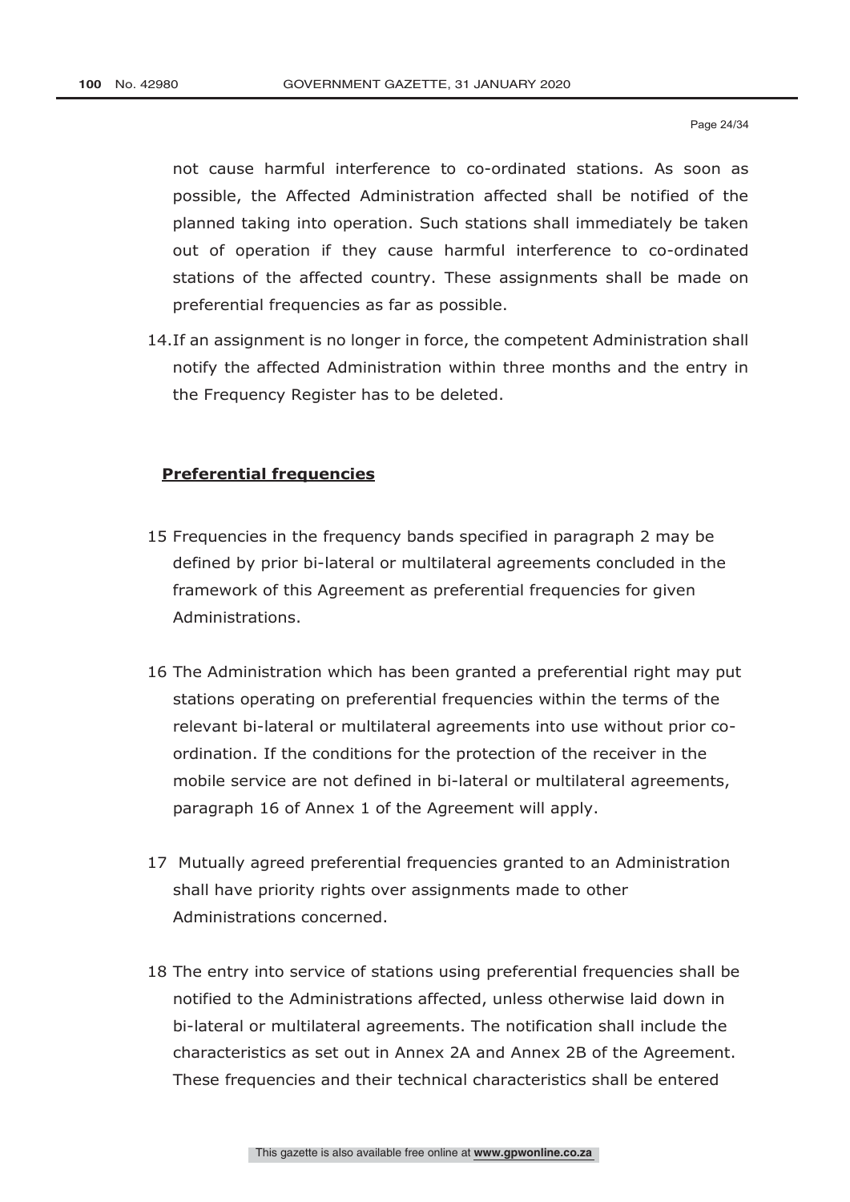not cause harmful interference to co-ordinated stations. As soon as possible, the Affected Administration affected shall be notified of the planned taking into operation. Such stations shall immediately be taken out of operation if they cause harmful interference to co-ordinated stations of the affected country. These assignments shall be made on preferential frequencies as far as possible.

14. If an assignment is no longer in force, the competent Administration shall notify the affected Administration within three months and the entry in the Frequency Register has to be deleted.

**Preferential frequencies**

15 Frequencies in the frequency bands specified in paragraph 2 may be defined by prior bi-lateral or multilateral agreements concluded in the framework of this Agreement as preferential frequencies for given Administrations.

16 The Administration which has been granted a preferential right may put stations operating on preferential frequencies within the terms of the relevant bi-lateral or multilateral agreements into use without prior co-ordination. If the conditions for the protection of the receiver in the mobile service are not defined in bi-lateral or multilateral agreements, paragraph 16 of Annex 1 of the Agreement will apply.

17 Mutually agreed preferential frequencies granted to an Administration shall have priority rights over assignments made to other Administrations concerned.

18 The entry into service of stations using preferential frequencies shall be notified to the Administrations affected, unless otherwise laid down in bi-lateral or multilateral agreements. The notification shall include the characteristics as set out in Annex 2A and Annex 2B of the Agreement. These frequencies and their technical characteristics shall be entered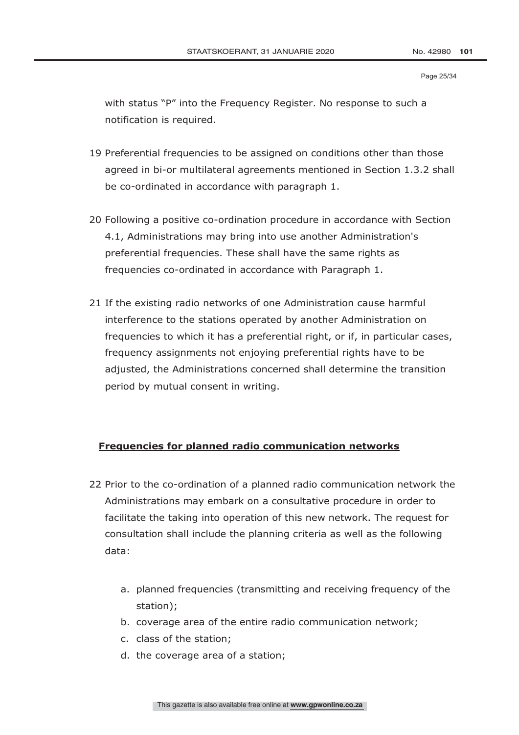with status "P" into the Frequency Register. No response to such a notification is required.

19 Preferential frequencies to be assigned on conditions other than those agreed in bi-or multilateral agreements mentioned in Section 1.3.2 shall be co-ordinated in accordance with paragraph 1.

20 Following a positive co-ordination procedure in accordance with Section 4.1, Administrations may bring into use another Administration's preferential frequencies. These shall have the same rights as frequencies co-ordinated in accordance with Paragraph 1.

21 If the existing radio networks of one Administration cause harmful interference to the stations operated by another Administration on frequencies to which it has a preferential right, or if, in particular cases, frequency assignments not enjoying preferential rights have to be adjusted, the Administrations concerned shall determine the transition period by mutual consent in writing.

**Frequencies for planned radio communication networks**

22 Prior to the co-ordination of a planned radio communication network the Administrations may embark on a consultative procedure in order to facilitate the taking into operation of this new network. The request for consultation shall include the planning criteria as well as the following data:

a. planned frequencies (transmitting and receiving frequency of the station);
b. coverage area of the entire radio communication network;
c. class of the station;
d. the coverage area of a station;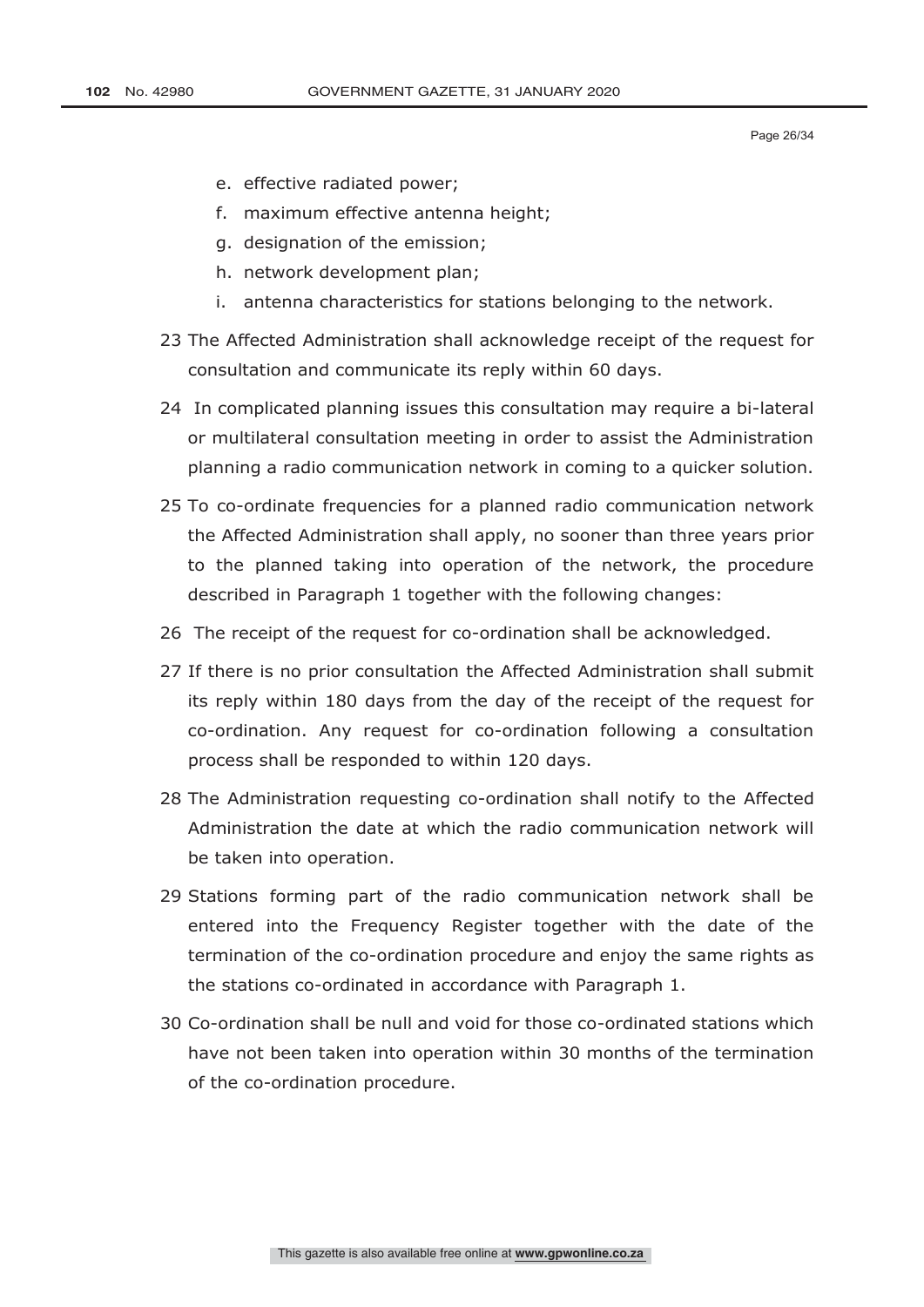e. effective radiated power;
f. maximum effective antenna height;
g. designation of the emission;
h. network development plan;
i. antenna characteristics for stations belonging to the network.

23 The Affected Administration shall acknowledge receipt of the request for consultation and communicate its reply within 60 days.

24 In complicated planning issues this consultation may require a bi-lateral or multilateral consultation meeting in order to assist the Administration planning a radio communication network in coming to a quicker solution.

25 To co-ordinate frequencies for a planned radio communication network the Affected Administration shall apply, no sooner than three years prior to the planned taking into operation of the network, the procedure described in Paragraph 1 together with the following changes:

26 The receipt of the request for co-ordination shall be acknowledged.

27 If there is no prior consultation the Affected Administration shall submit its reply within 180 days from the day of the receipt of the request for co-ordination. Any request for co-ordination following a consultation process shall be responded to within 120 days.

28 The Administration requesting co-ordination shall notify to the Affected Administration the date at which the radio communication network will be taken into operation.

29 Stations forming part of the radio communication network shall be entered into the Frequency Register together with the date of the termination of the co-ordination procedure and enjoy the same rights as the stations co-ordinated in accordance with Paragraph 1.

30 Co-ordination shall be null and void for those co-ordinated stations which have not been taken into operation within 30 months of the termination of the co-ordination procedure.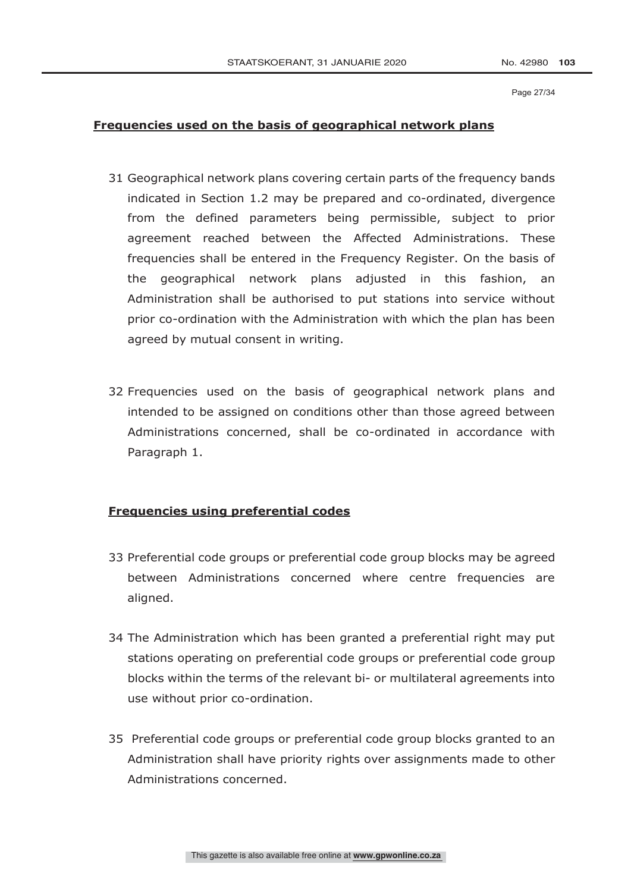**Frequencies used on the basis of geographical network plans**

31 Geographical network plans covering certain parts of the frequency bands indicated in Section 1.2 may be prepared and co-ordinated, divergence from the defined parameters being permissible, subject to prior agreement reached between the Affected Administrations. These frequencies shall be entered in the Frequency Register. On the basis of the geographical network plans adjusted in this fashion, an Administration shall be authorised to put stations into service without prior co-ordination with the Administration with which the plan has been agreed by mutual consent in writing.

32 Frequencies used on the basis of geographical network plans and intended to be assigned on conditions other than those agreed between Administrations concerned, shall be co-ordinated in accordance with Paragraph 1.

**Frequencies using preferential codes**

33 Preferential code groups or preferential code group blocks may be agreed between Administrations concerned where centre frequencies are aligned.

34 The Administration which has been granted a preferential right may put stations operating on preferential code groups or preferential code group blocks within the terms of the relevant bi- or multilateral agreements into use without prior co-ordination.

35 Preferential code groups or preferential code group blocks granted to an Administration shall have priority rights over assignments made to other Administrations concerned.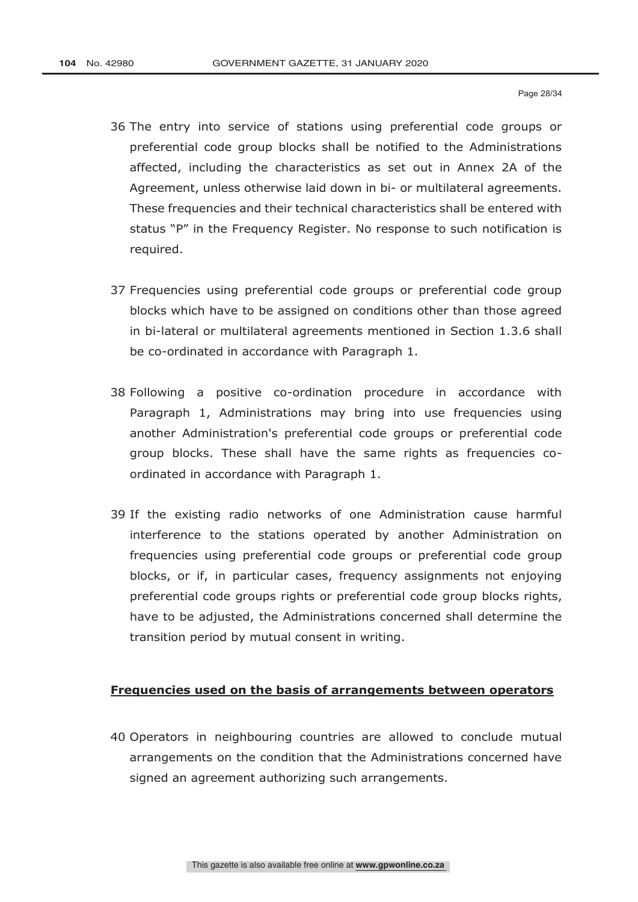36 The entry into service of stations using preferential code groups or preferential code group blocks shall be notified to the Administrations affected, including the characteristics as set out in Annex 2A of the Agreement, unless otherwise laid down in bi- or multilateral agreements. These frequencies and their technical characteristics shall be entered with status "P" in the Frequency Register. No response to such notification is required.

37 Frequencies using preferential code groups or preferential code group blocks which have to be assigned on conditions other than those agreed in bi-lateral or multilateral agreements mentioned in Section 1.3.6 shall be co-ordinated in accordance with Paragraph 1.

38 Following a positive co-ordination procedure in accordance with Paragraph 1, Administrations may bring into use frequencies using another Administration's preferential code groups or preferential code group blocks. These shall have the same rights as frequencies co-ordinated in accordance with Paragraph 1.

39 If the existing radio networks of one Administration cause harmful interference to the stations operated by another Administration on frequencies using preferential code groups or preferential code group blocks, or if, in particular cases, frequency assignments not enjoying preferential code groups rights or preferential code group blocks rights, have to be adjusted, the Administrations concerned shall determine the transition period by mutual consent in writing.

**Frequencies used on the basis of arrangements between operators**

40 Operators in neighbouring countries are allowed to conclude mutual arrangements on the condition that the Administrations concerned have signed an agreement authorizing such arrangements.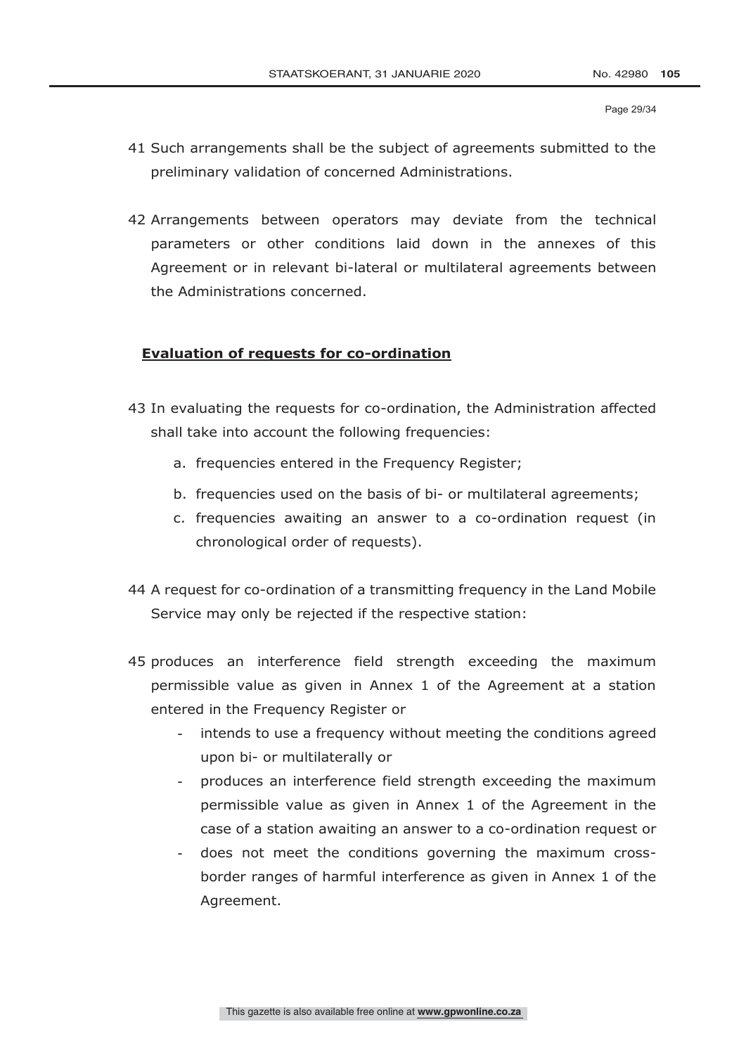41 Such arrangements shall be the subject of agreements submitted to the preliminary validation of concerned Administrations.

42 Arrangements between operators may deviate from the technical parameters or other conditions laid down in the annexes of this Agreement or in relevant bi-lateral or multilateral agreements between the Administrations concerned.

**Evaluation of requests for co-ordination**

43 In evaluating the requests for co-ordination, the Administration affected shall take into account the following frequencies:

a. frequencies entered in the Frequency Register;

b. frequencies used on the basis of bi- or multilateral agreements;

c. frequencies awaiting an answer to a co-ordination request (in chronological order of requests).

44 A request for co-ordination of a transmitting frequency in the Land Mobile Service may only be rejected if the respective station:

45 produces an interference field strength exceeding the maximum permissible value as given in Annex 1 of the Agreement at a station entered in the Frequency Register or

- intends to use a frequency without meeting the conditions agreed upon bi- or multilaterally or
- produces an interference field strength exceeding the maximum permissible value as given in Annex 1 of the Agreement in the case of a station awaiting an answer to a co-ordination request or
- does not meet the conditions governing the maximum cross-border ranges of harmful interference as given in Annex 1 of the Agreement.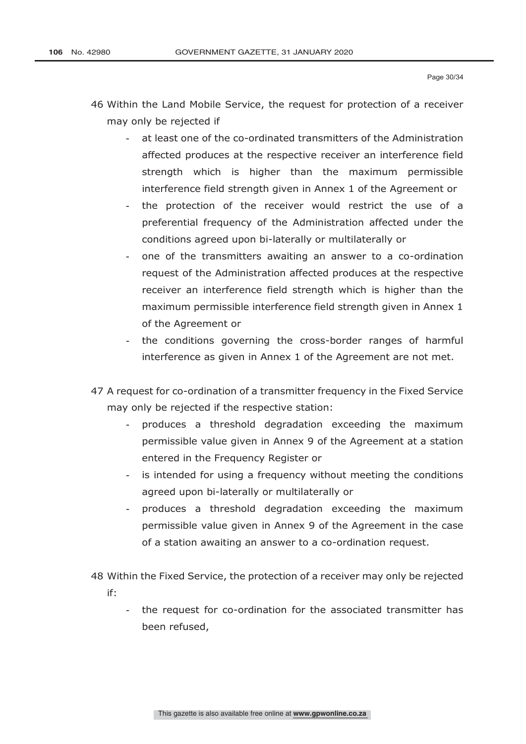46 Within the Land Mobile Service, the request for protection of a receiver may only be rejected if

- at least one of the co-ordinated transmitters of the Administration affected produces at the respective receiver an interference field strength which is higher than the maximum permissible interference field strength given in Annex 1 of the Agreement or
- the protection of the receiver would restrict the use of a preferential frequency of the Administration affected under the conditions agreed upon bi-laterally or multilaterally or
- one of the transmitters awaiting an answer to a co-ordination request of the Administration affected produces at the respective receiver an interference field strength which is higher than the maximum permissible interference field strength given in Annex 1 of the Agreement or
- the conditions governing the cross-border ranges of harmful interference as given in Annex 1 of the Agreement are not met.

47 A request for co-ordination of a transmitter frequency in the Fixed Service may only be rejected if the respective station:

- produces a threshold degradation exceeding the maximum permissible value given in Annex 9 of the Agreement at a station entered in the Frequency Register or
- is intended for using a frequency without meeting the conditions agreed upon bi-laterally or multilaterally or
- produces a threshold degradation exceeding the maximum permissible value given in Annex 9 of the Agreement in the case of a station awaiting an answer to a co-ordination request.

48 Within the Fixed Service, the protection of a receiver may only be rejected if:

- the request for co-ordination for the associated transmitter has been refused,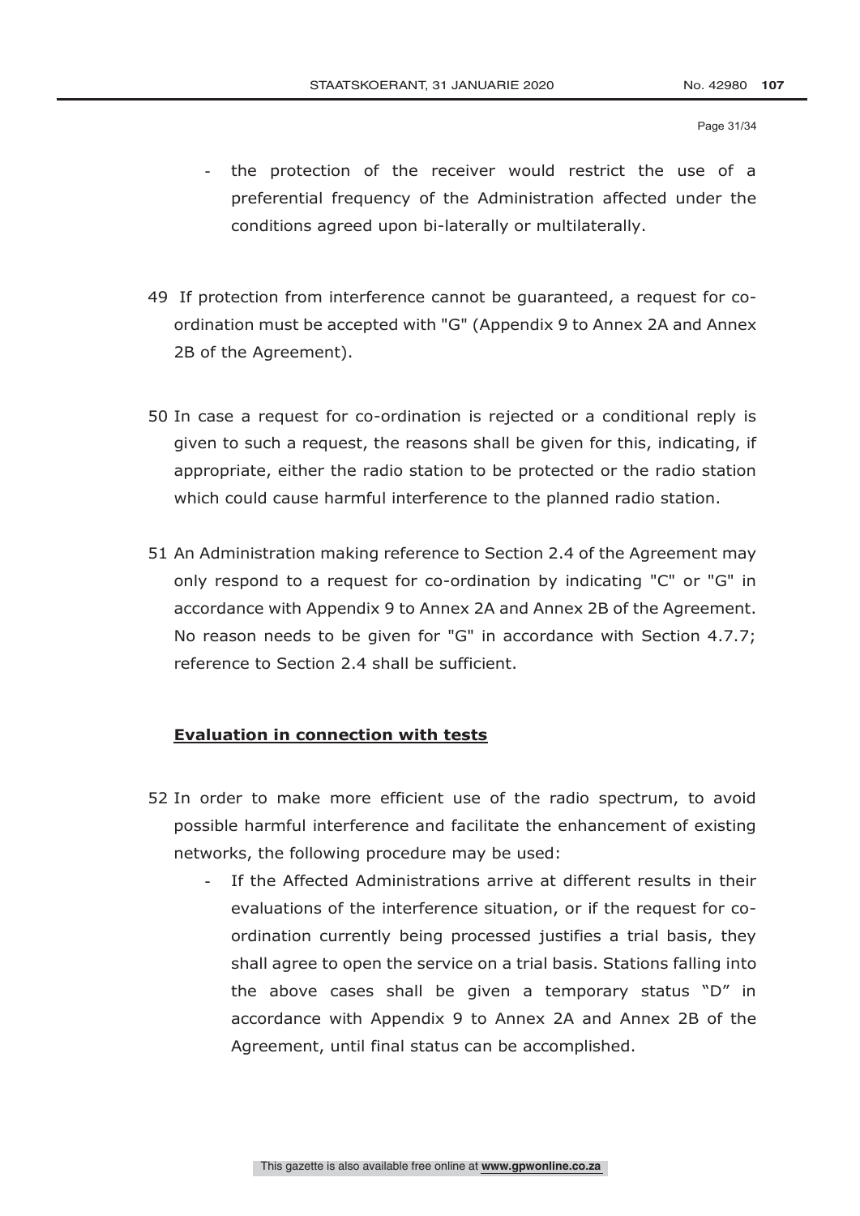- the protection of the receiver would restrict the use of a preferential frequency of the Administration affected under the conditions agreed upon bi-laterally or multilaterally.

49 If protection from interference cannot be guaranteed, a request for co-ordination must be accepted with "G" (Appendix 9 to Annex 2A and Annex 2B of the Agreement).

50 In case a request for co-ordination is rejected or a conditional reply is given to such a request, the reasons shall be given for this, indicating, if appropriate, either the radio station to be protected or the radio station which could cause harmful interference to the planned radio station.

51 An Administration making reference to Section 2.4 of the Agreement may only respond to a request for co-ordination by indicating "C" or "G" in accordance with Appendix 9 to Annex 2A and Annex 2B of the Agreement. No reason needs to be given for "G" in accordance with Section 4.7.7; reference to Section 2.4 shall be sufficient.

**Evaluation in connection with tests**

52 In order to make more efficient use of the radio spectrum, to avoid possible harmful interference and facilitate the enhancement of existing networks, the following procedure may be used:

- If the Affected Administrations arrive at different results in their evaluations of the interference situation, or if the request for co-ordination currently being processed justifies a trial basis, they shall agree to open the service on a trial basis. Stations falling into the above cases shall be given a temporary status "D" in accordance with Appendix 9 to Annex 2A and Annex 2B of the Agreement, until final status can be accomplished.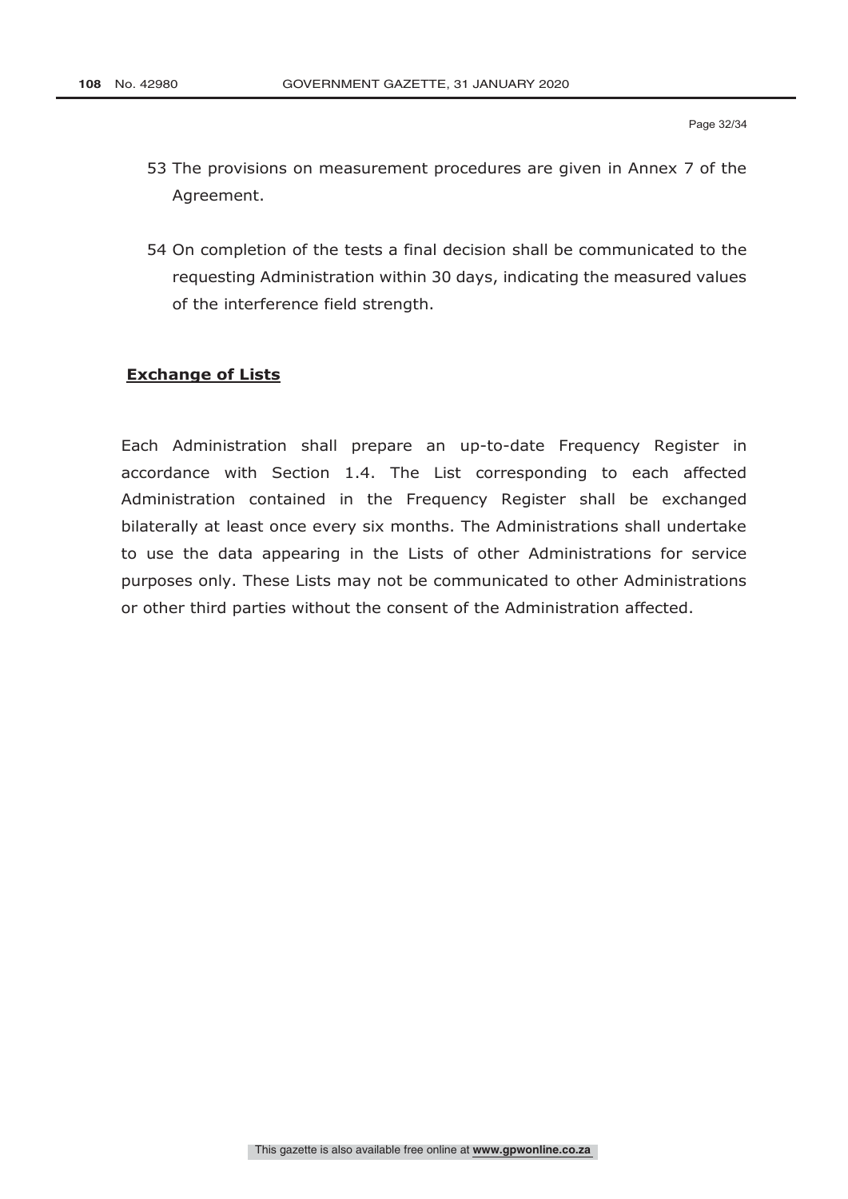53 The provisions on measurement procedures are given in Annex 7 of the Agreement.

54 On completion of the tests a final decision shall be communicated to the requesting Administration within 30 days, indicating the measured values of the interference field strength.

**Exchange of Lists**

Each Administration shall prepare an up-to-date Frequency Register in accordance with Section 1.4. The List corresponding to each affected Administration contained in the Frequency Register shall be exchanged bilaterally at least once every six months. The Administrations shall undertake to use the data appearing in the Lists of other Administrations for service purposes only. These Lists may not be communicated to other Administrations or other third parties without the consent of the Administration affected.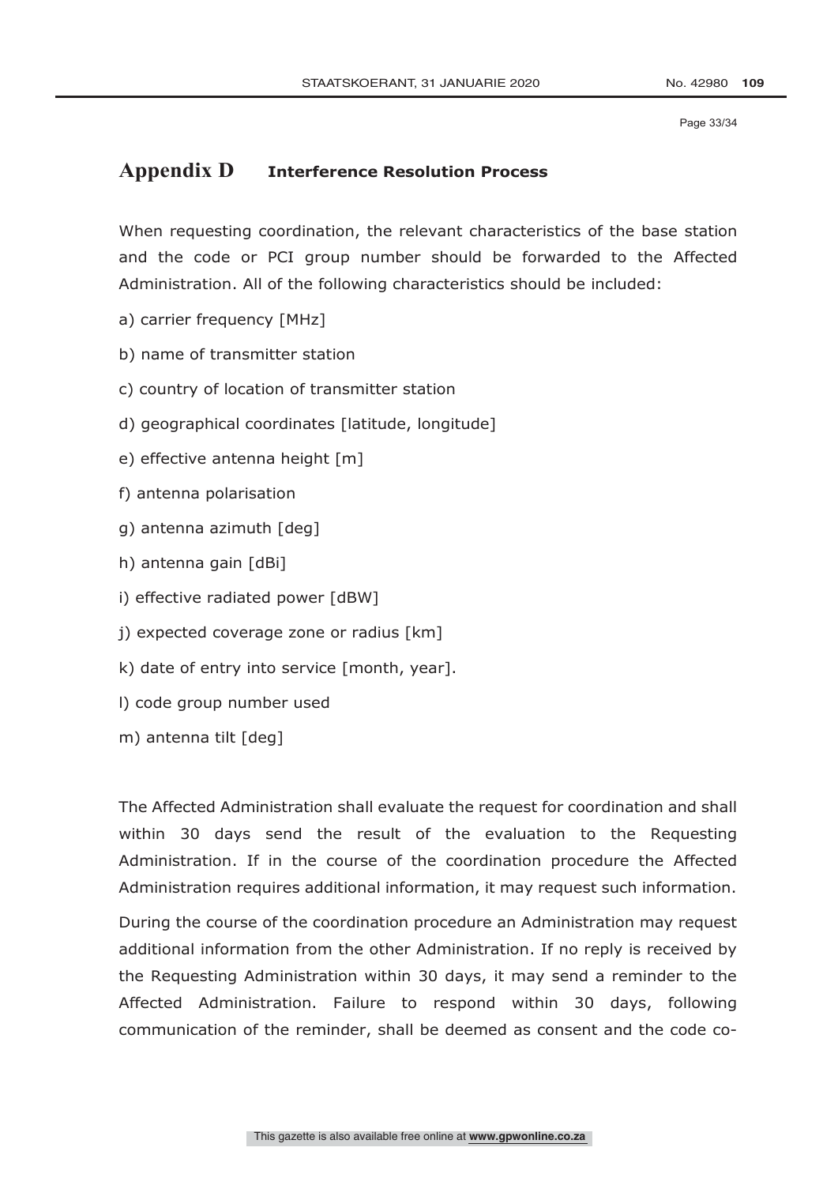# Appendix D Interference Resolution Process

When requesting coordination, the relevant characteristics of the base station and the code or PCI group number should be forwarded to the Affected Administration. All of the following characteristics should be included:

a) carrier frequency [MHz]

b) name of transmitter station

c) country of location of transmitter station

d) geographical coordinates [latitude, longitude]

e) effective antenna height [m]

f) antenna polarisation

g) antenna azimuth [deg]

h) antenna gain [dBi]

i) effective radiated power [dBW]

j) expected coverage zone or radius [km]

k) date of entry into service [month, year].

l) code group number used

m) antenna tilt [deg]

The Affected Administration shall evaluate the request for coordination and shall within 30 days send the result of the evaluation to the Requesting Administration. If in the course of the coordination procedure the Affected Administration requires additional information, it may request such information.

During the course of the coordination procedure an Administration may request additional information from the other Administration. If no reply is received by the Requesting Administration within 30 days, it may send a reminder to the Affected Administration. Failure to respond within 30 days, following communication of the reminder, shall be deemed as consent and the code co-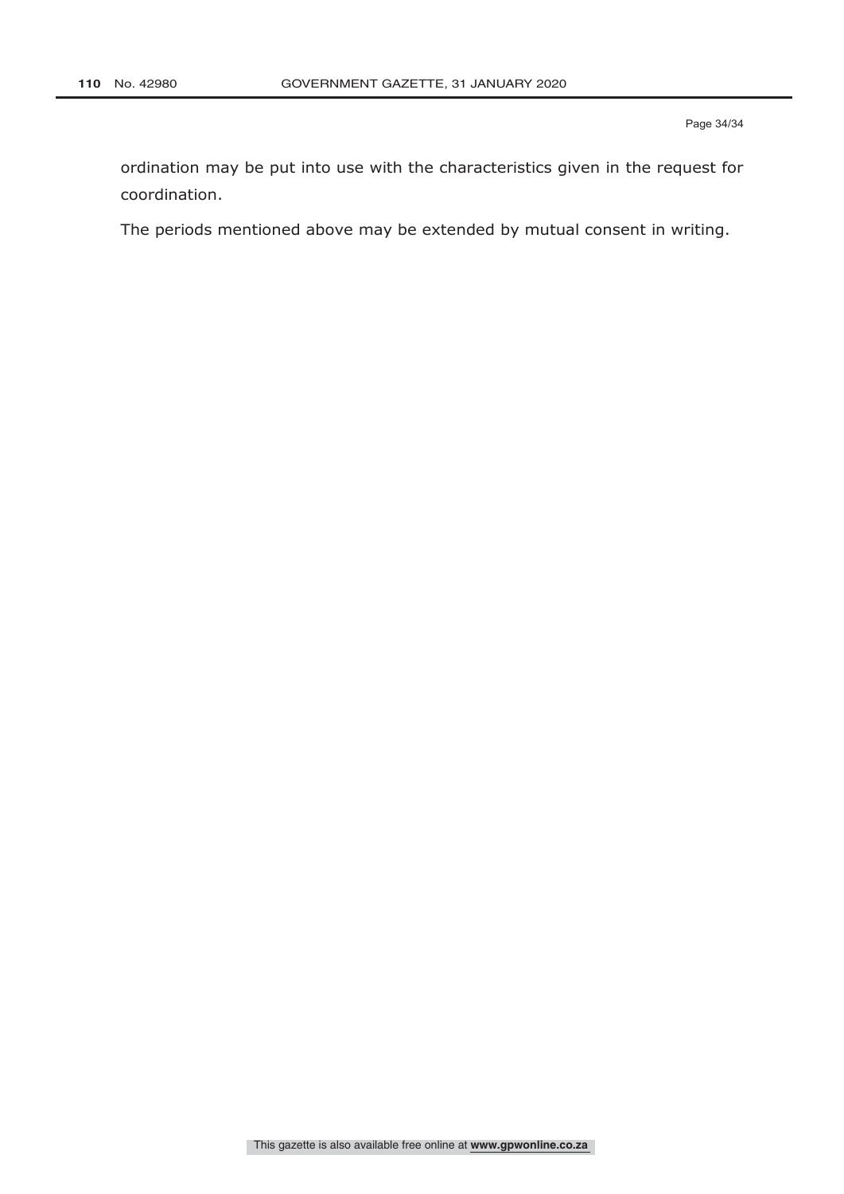ordination may be put into use with the characteristics given in the request for coordination.

The periods mentioned above may be extended by mutual consent in writing.